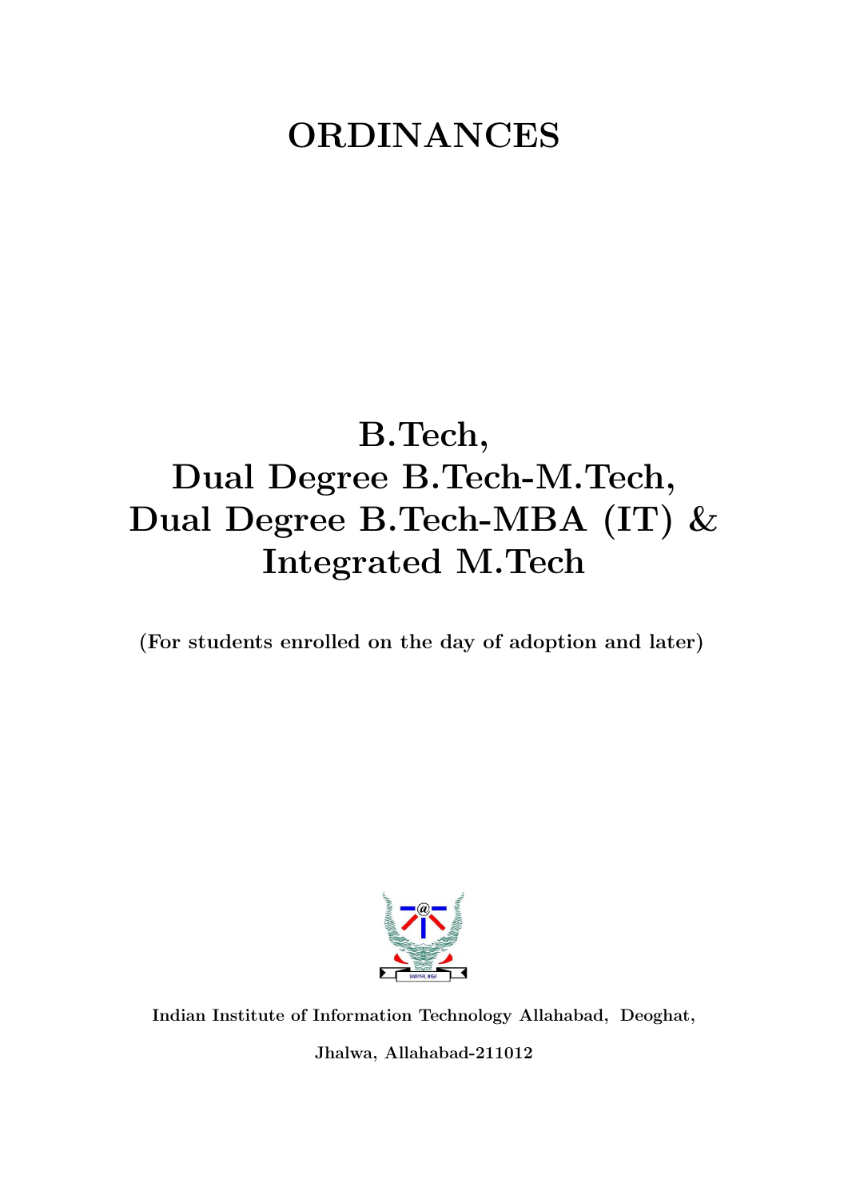# ORDINANCES

# B.Tech, Dual Degree B.Tech-M.Tech, Dual Degree B.Tech-MBA (IT) & Integrated M.Tech

**(For students enrolled on the day of adoption and later)**

**Indian Institute of Information Technology Allahabad, Deoghat,**

**Jhalwa, Allahabad-211012**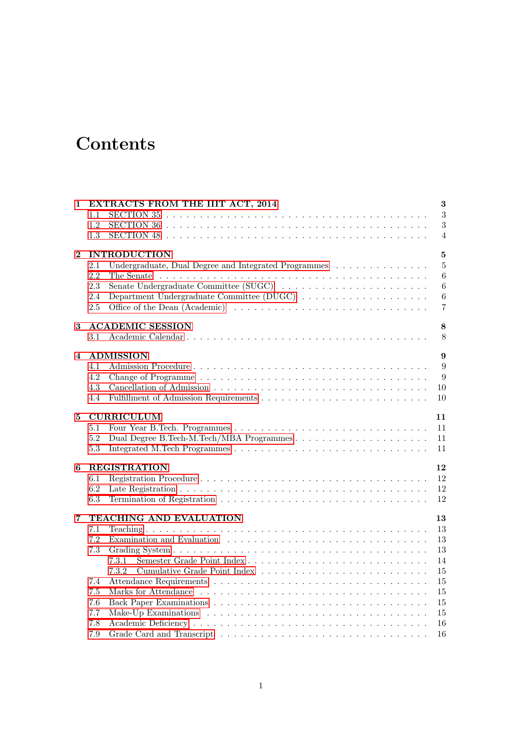# Contents

| | | |
|---|---|---|
| **1** | **EXTRACTS FROM THE IIIT ACT, 2014** | **3** |
| 1.1 | SECTION 35 | 3 |
| 1.2 | SECTION 36 | 3 |
| 1.3 | SECTION 48 | 4 |
| **2** | **INTRODUCTION** | **5** |
| 2.1 | Undergraduate, Dual Degree and Integrated Programmes | 5 |
| 2.2 | The Senate | 6 |
| 2.3 | Senate Undergraduate Committee (SUGC) | 6 |
| 2.4 | Department Undergraduate Committee (DUGC) | 6 |
| 2.5 | Office of the Dean (Academic) | 7 |
| **3** | **ACADEMIC SESSION** | **8** |
| 3.1 | Academic Calendar | 8 |
| **4** | **ADMISSION** | **9** |
| 4.1 | Admission Procedure | 9 |
| 4.2 | Change of Programme | 9 |
| 4.3 | Cancellation of Admission | 10 |
| 4.4 | Fulfillment of Admission Requirements | 10 |
| **5** | **CURRICULUM** | **11** |
| 5.1 | Four Year B.Tech. Programmes | 11 |
| 5.2 | Dual Degree B.Tech-M.Tech/MBA Programmes | 11 |
| 5.3 | Integrated M.Tech Programmes | 11 |
| **6** | **REGISTRATION** | **12** |
| 6.1 | Registration Procedure | 12 |
| 6.2 | Late Registration | 12 |
| 6.3 | Termination of Registration | 12 |
| **7** | **TEACHING AND EVALUATION** | **13** |
| 7.1 | Teaching | 13 |
| 7.2 | Examination and Evaluation | 13 |
| 7.3 | Grading System | 13 |
| 7.3.1 | Semester Grade Point Index | 14 |
| 7.3.2 | Cumulative Grade Point Index | 15 |
| 7.4 | Attendance Requirements | 15 |
| 7.5 | Marks for Attendance | 15 |
| 7.6 | Back Paper Examinations | 15 |
| 7.7 | Make-Up Examinations | 15 |
| 7.8 | Academic Deficiency | 16 |
| 7.9 | Grade Card and Transcript | 16 |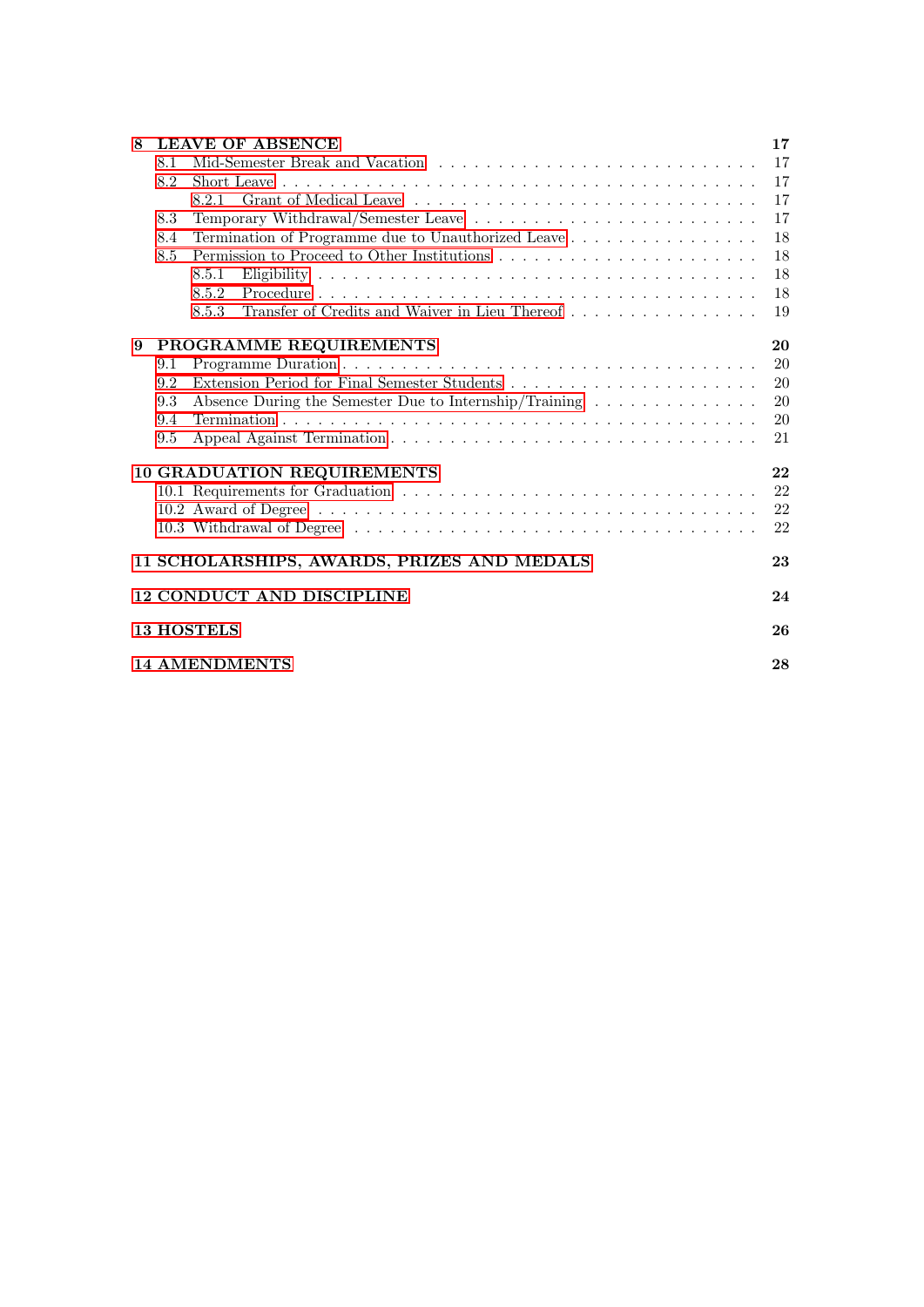**8 LEAVE OF ABSENCE** **17**

- 8.1 Mid-Semester Break and Vacation . . . . . 17
- 8.2 Short Leave . . . . . 17
  - 8.2.1 Grant of Medical Leave . . . . . 17
- 8.3 Temporary Withdrawal/Semester Leave . . . . . 17
- 8.4 Termination of Programme due to Unauthorized Leave . . . . . 18
- 8.5 Permission to Proceed to Other Institutions . . . . . 18
  - 8.5.1 Eligibility . . . . . 18
  - 8.5.2 Procedure . . . . . 18
  - 8.5.3 Transfer of Credits and Waiver in Lieu Thereof . . . . . 19

**9 PROGRAMME REQUIREMENTS** **20**

- 9.1 Programme Duration . . . . . 20
- 9.2 Extension Period for Final Semester Students . . . . . 20
- 9.3 Absence During the Semester Due to Internship/Training . . . . . 20
- 9.4 Termination . . . . . 20
- 9.5 Appeal Against Termination . . . . . 21

**10 GRADUATION REQUIREMENTS** **22**

- 10.1 Requirements for Graduation . . . . . 22
- 10.2 Award of Degree . . . . . 22
- 10.3 Withdrawal of Degree . . . . . 22

**11 SCHOLARSHIPS, AWARDS, PRIZES AND MEDALS** **23**

**12 CONDUCT AND DISCIPLINE** **24**

**13 HOSTELS** **26**

**14 AMENDMENTS** **28**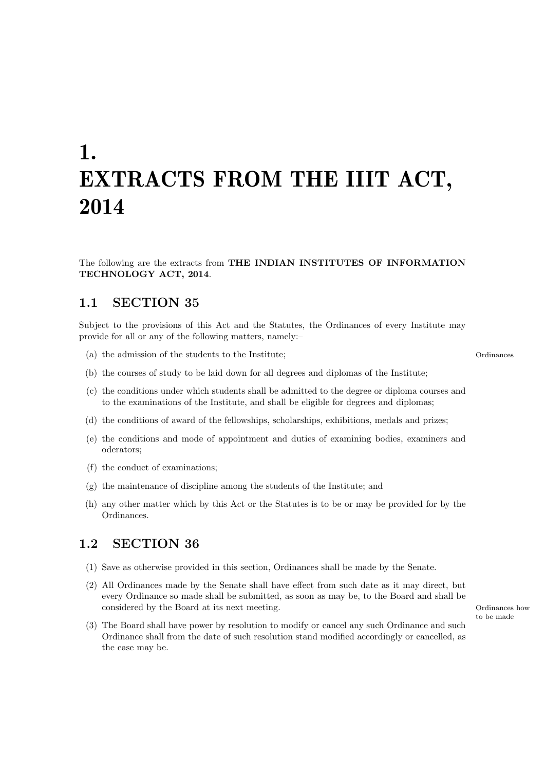# 1. EXTRACTS FROM THE IIIT ACT, 2014

The following are the extracts from **THE INDIAN INSTITUTES OF INFORMATION TECHNOLOGY ACT, 2014**.

## 1.1 SECTION 35

Subject to the provisions of this Act and the Statutes, the Ordinances of every Institute may provide for all or any of the following matters, namely:–

Ordinances

(a) the admission of the students to the Institute;

(b) the courses of study to be laid down for all degrees and diplomas of the Institute;

(c) the conditions under which students shall be admitted to the degree or diploma courses and to the examinations of the Institute, and shall be eligible for degrees and diplomas;

(d) the conditions of award of the fellowships, scholarships, exhibitions, medals and prizes;

(e) the conditions and mode of appointment and duties of examining bodies, examiners and oderators;

(f) the conduct of examinations;

(g) the maintenance of discipline among the students of the Institute; and

(h) any other matter which by this Act or the Statutes is to be or may be provided for by the Ordinances.

## 1.2 SECTION 36

Ordinances how to be made

(1) Save as otherwise provided in this section, Ordinances shall be made by the Senate.

(2) All Ordinances made by the Senate shall have effect from such date as it may direct, but every Ordinance so made shall be submitted, as soon as may be, to the Board and shall be considered by the Board at its next meeting.

(3) The Board shall have power by resolution to modify or cancel any such Ordinance and such Ordinance shall from the date of such resolution stand modified accordingly or cancelled, as the case may be.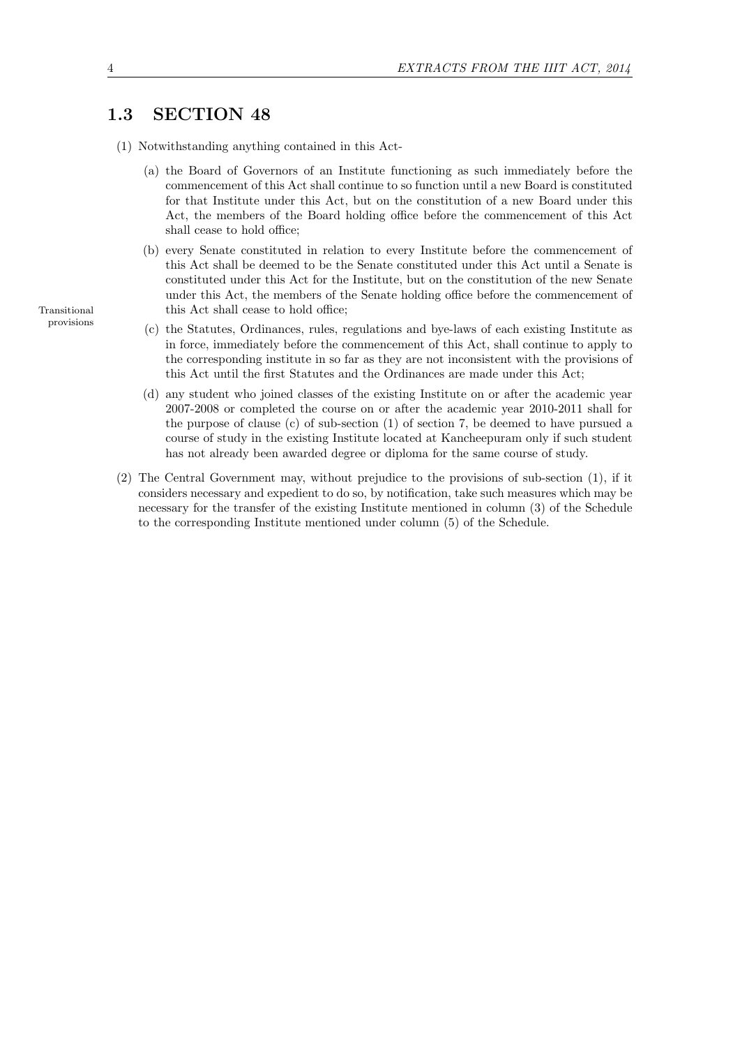## 1.3 SECTION 48

Transitional provisions

(1) Notwithstanding anything contained in this Act-

  (a) the Board of Governors of an Institute functioning as such immediately before the commencement of this Act shall continue to so function until a new Board is constituted for that Institute under this Act, but on the constitution of a new Board under this Act, the members of the Board holding office before the commencement of this Act shall cease to hold office;

  (b) every Senate constituted in relation to every Institute before the commencement of this Act shall be deemed to be the Senate constituted under this Act until a Senate is constituted under this Act for the Institute, but on the constitution of the new Senate under this Act, the members of the Senate holding office before the commencement of this Act shall cease to hold office;

  (c) the Statutes, Ordinances, rules, regulations and bye-laws of each existing Institute as in force, immediately before the commencement of this Act, shall continue to apply to the corresponding institute in so far as they are not inconsistent with the provisions of this Act until the first Statutes and the Ordinances are made under this Act;

  (d) any student who joined classes of the existing Institute on or after the academic year 2007-2008 or completed the course on or after the academic year 2010-2011 shall for the purpose of clause (c) of sub-section (1) of section 7, be deemed to have pursued a course of study in the existing Institute located at Kancheepuram only if such student has not already been awarded degree or diploma for the same course of study.

(2) The Central Government may, without prejudice to the provisions of sub-section (1), if it considers necessary and expedient to do so, by notification, take such measures which may be necessary for the transfer of the existing Institute mentioned in column (3) of the Schedule to the corresponding Institute mentioned under column (5) of the Schedule.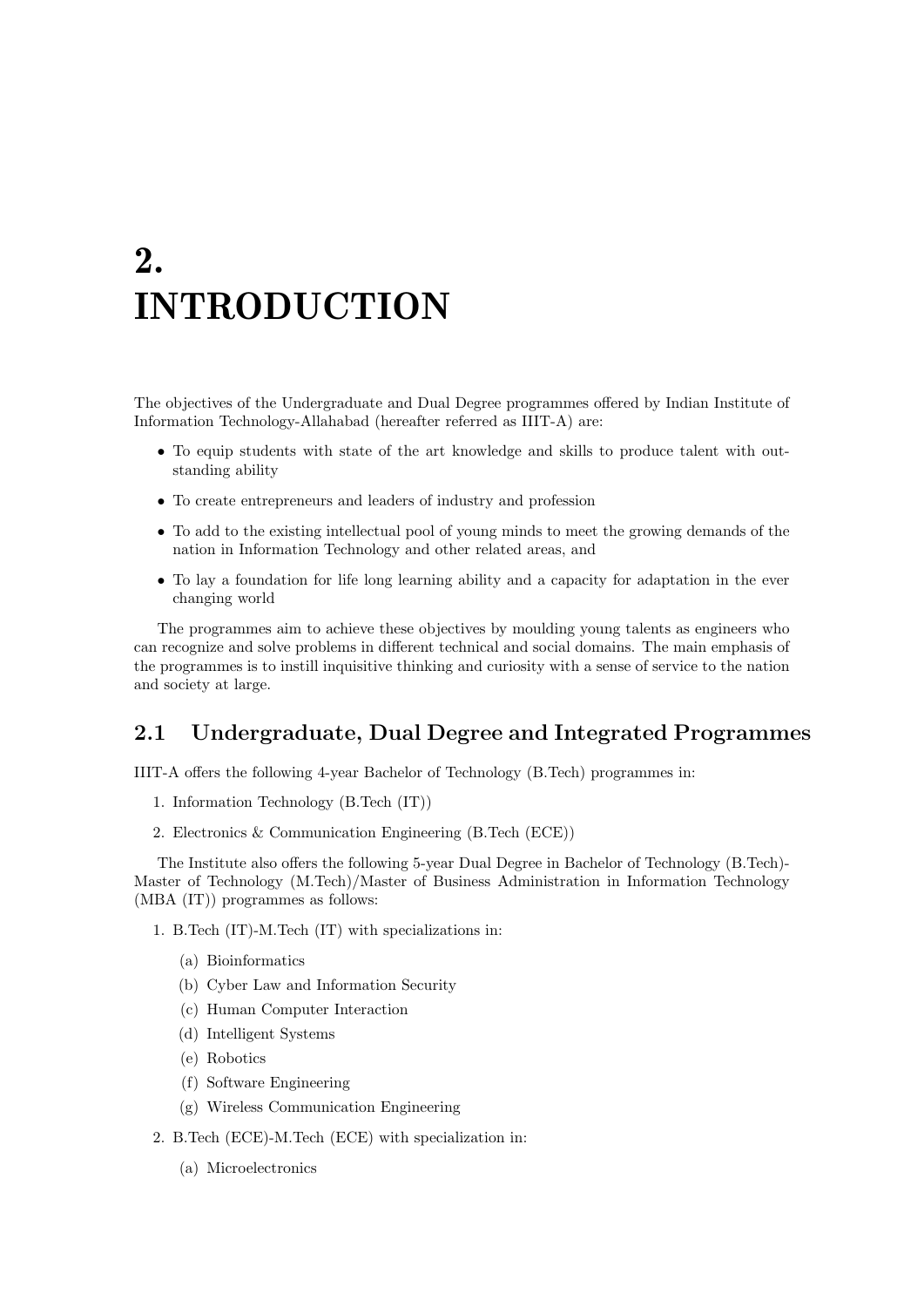# 2. INTRODUCTION

The objectives of the Undergraduate and Dual Degree programmes offered by Indian Institute of Information Technology-Allahabad (hereafter referred as IIIT-A) are:

- To equip students with state of the art knowledge and skills to produce talent with outstanding ability
- To create entrepreneurs and leaders of industry and profession
- To add to the existing intellectual pool of young minds to meet the growing demands of the nation in Information Technology and other related areas, and
- To lay a foundation for life long learning ability and a capacity for adaptation in the ever changing world

The programmes aim to achieve these objectives by moulding young talents as engineers who can recognize and solve problems in different technical and social domains. The main emphasis of the programmes is to instill inquisitive thinking and curiosity with a sense of service to the nation and society at large.

## 2.1 Undergraduate, Dual Degree and Integrated Programmes

IIIT-A offers the following 4-year Bachelor of Technology (B.Tech) programmes in:

1. Information Technology (B.Tech (IT))
2. Electronics & Communication Engineering (B.Tech (ECE))

The Institute also offers the following 5-year Dual Degree in Bachelor of Technology (B.Tech)-Master of Technology (M.Tech)/Master of Business Administration in Information Technology (MBA (IT)) programmes as follows:

1. B.Tech (IT)-M.Tech (IT) with specializations in:
   - (a) Bioinformatics
   - (b) Cyber Law and Information Security
   - (c) Human Computer Interaction
   - (d) Intelligent Systems
   - (e) Robotics
   - (f) Software Engineering
   - (g) Wireless Communication Engineering
2. B.Tech (ECE)-M.Tech (ECE) with specialization in:
   - (a) Microelectronics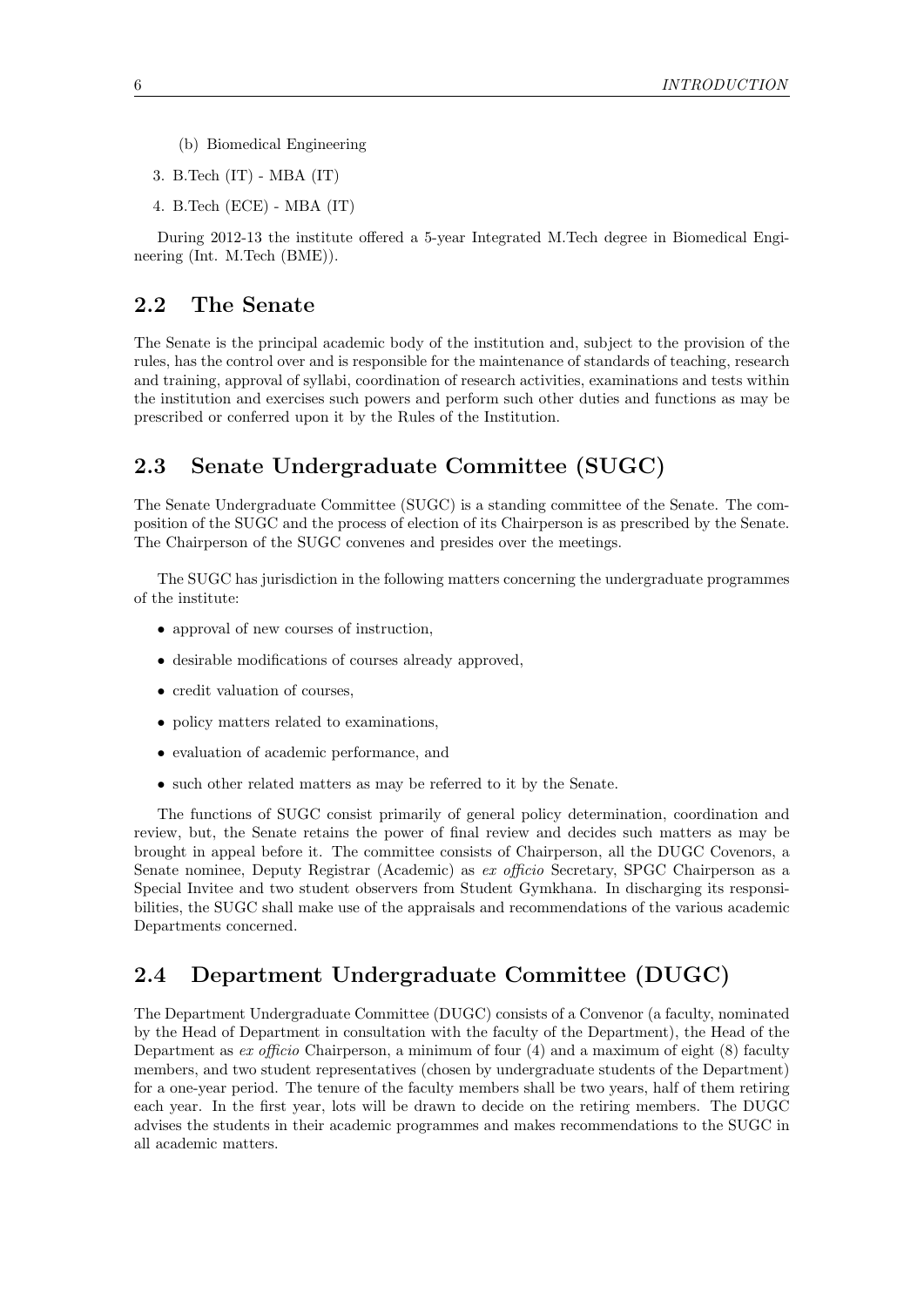(b) Biomedical Engineering

3. B.Tech (IT) - MBA (IT)
4. B.Tech (ECE) - MBA (IT)

During 2012-13 the institute offered a 5-year Integrated M.Tech degree in Biomedical Engineering (Int. M.Tech (BME)).

## 2.2 The Senate

The Senate is the principal academic body of the institution and, subject to the provision of the rules, has the control over and is responsible for the maintenance of standards of teaching, research and training, approval of syllabi, coordination of research activities, examinations and tests within the institution and exercises such powers and perform such other duties and functions as may be prescribed or conferred upon it by the Rules of the Institution.

## 2.3 Senate Undergraduate Committee (SUGC)

The Senate Undergraduate Committee (SUGC) is a standing committee of the Senate. The composition of the SUGC and the process of election of its Chairperson is as prescribed by the Senate. The Chairperson of the SUGC convenes and presides over the meetings.

The SUGC has jurisdiction in the following matters concerning the undergraduate programmes of the institute:

- approval of new courses of instruction,
- desirable modifications of courses already approved,
- credit valuation of courses,
- policy matters related to examinations,
- evaluation of academic performance, and
- such other related matters as may be referred to it by the Senate.

The functions of SUGC consist primarily of general policy determination, coordination and review, but, the Senate retains the power of final review and decides such matters as may be brought in appeal before it. The committee consists of Chairperson, all the DUGC Covenors, a Senate nominee, Deputy Registrar (Academic) as *ex officio* Secretary, SPGC Chairperson as a Special Invitee and two student observers from Student Gymkhana. In discharging its responsibilities, the SUGC shall make use of the appraisals and recommendations of the various academic Departments concerned.

## 2.4 Department Undergraduate Committee (DUGC)

The Department Undergraduate Committee (DUGC) consists of a Convenor (a faculty, nominated by the Head of Department in consultation with the faculty of the Department), the Head of the Department as *ex officio* Chairperson, a minimum of four (4) and a maximum of eight (8) faculty members, and two student representatives (chosen by undergraduate students of the Department) for a one-year period. The tenure of the faculty members shall be two years, half of them retiring each year. In the first year, lots will be drawn to decide on the retiring members. The DUGC advises the students in their academic programmes and makes recommendations to the SUGC in all academic matters.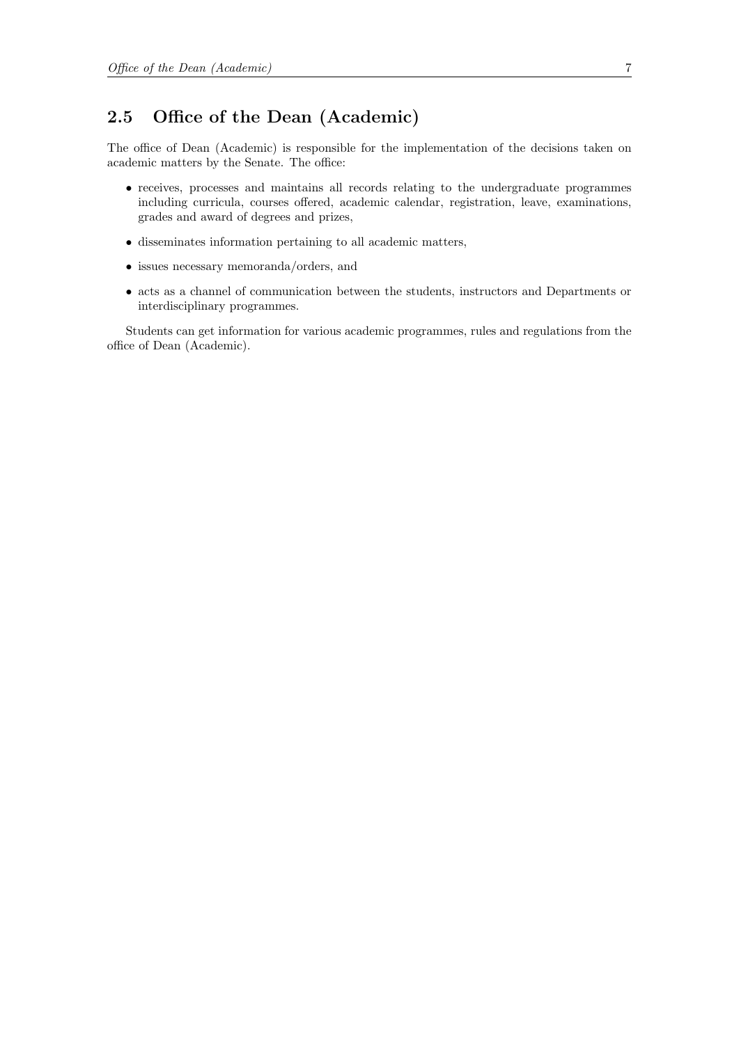## 2.5 Office of the Dean (Academic)

The office of Dean (Academic) is responsible for the implementation of the decisions taken on academic matters by the Senate. The office:

- receives, processes and maintains all records relating to the undergraduate programmes including curricula, courses offered, academic calendar, registration, leave, examinations, grades and award of degrees and prizes,
- disseminates information pertaining to all academic matters,
- issues necessary memoranda/orders, and
- acts as a channel of communication between the students, instructors and Departments or interdisciplinary programmes.

Students can get information for various academic programmes, rules and regulations from the office of Dean (Academic).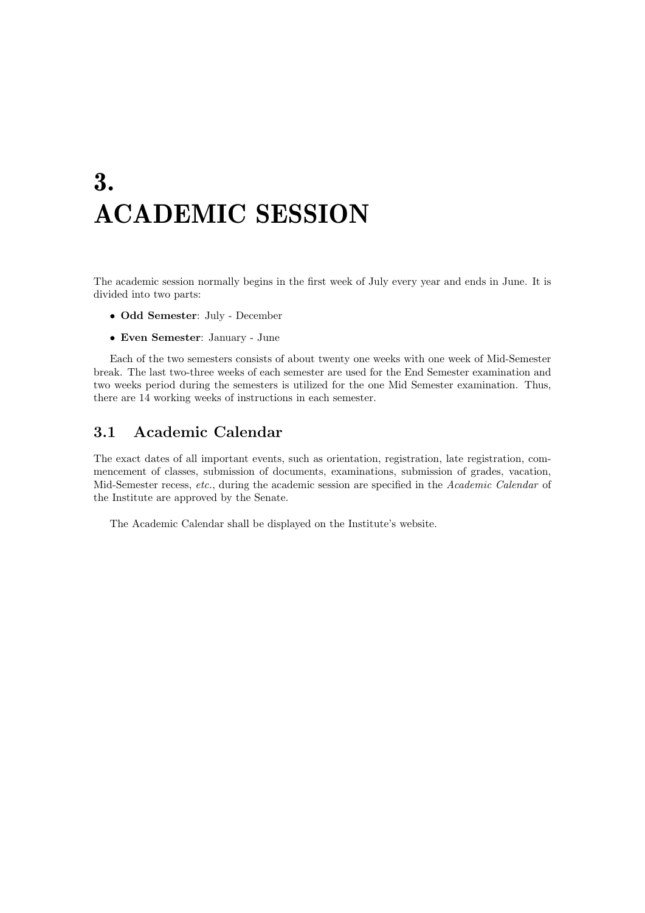# 3. ACADEMIC SESSION

The academic session normally begins in the first week of July every year and ends in June. It is divided into two parts:

- **Odd Semester**: July - December
- **Even Semester**: January - June

Each of the two semesters consists of about twenty one weeks with one week of Mid-Semester break. The last two-three weeks of each semester are used for the End Semester examination and two weeks period during the semesters is utilized for the one Mid Semester examination. Thus, there are 14 working weeks of instructions in each semester.

## 3.1 Academic Calendar

The exact dates of all important events, such as orientation, registration, late registration, commencement of classes, submission of documents, examinations, submission of grades, vacation, Mid-Semester recess, *etc.*, during the academic session are specified in the *Academic Calendar* of the Institute are approved by the Senate.

The Academic Calendar shall be displayed on the Institute's website.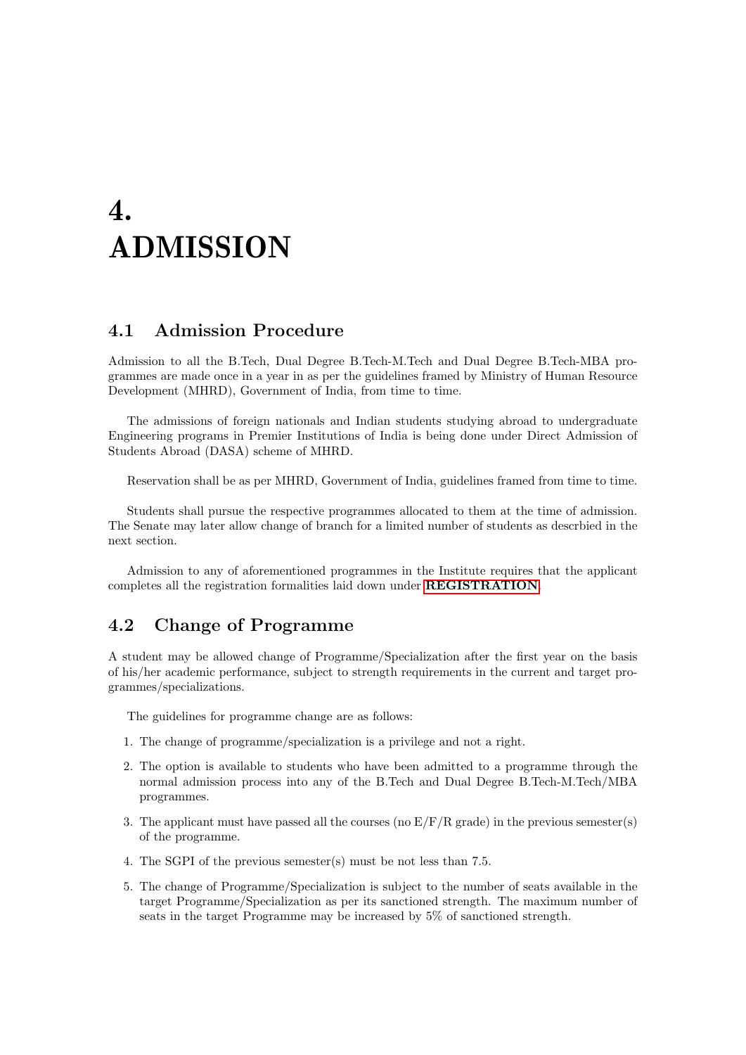# 4. ADMISSION

## 4.1 Admission Procedure

Admission to all the B.Tech, Dual Degree B.Tech-M.Tech and Dual Degree B.Tech-MBA programmes are made once in a year in as per the guidelines framed by Ministry of Human Resource Development (MHRD), Government of India, from time to time.

The admissions of foreign nationals and Indian students studying abroad to undergraduate Engineering programs in Premier Institutions of India is being done under Direct Admission of Students Abroad (DASA) scheme of MHRD.

Reservation shall be as per MHRD, Government of India, guidelines framed from time to time.

Students shall pursue the respective programmes allocated to them at the time of admission. The Senate may later allow change of branch for a limited number of students as descrbied in the next section.

Admission to any of aforementioned programmes in the Institute requires that the applicant completes all the registration formalities laid down under **REGISTRATION**.

## 4.2 Change of Programme

A student may be allowed change of Programme/Specialization after the first year on the basis of his/her academic performance, subject to strength requirements in the current and target programmes/specializations.

The guidelines for programme change are as follows:

1. The change of programme/specialization is a privilege and not a right.
2. The option is available to students who have been admitted to a programme through the normal admission process into any of the B.Tech and Dual Degree B.Tech-M.Tech/MBA programmes.
3. The applicant must have passed all the courses (no E/F/R grade) in the previous semester(s) of the programme.
4. The SGPI of the previous semester(s) must be not less than 7.5.
5. The change of Programme/Specialization is subject to the number of seats available in the target Programme/Specialization as per its sanctioned strength. The maximum number of seats in the target Programme may be increased by 5% of sanctioned strength.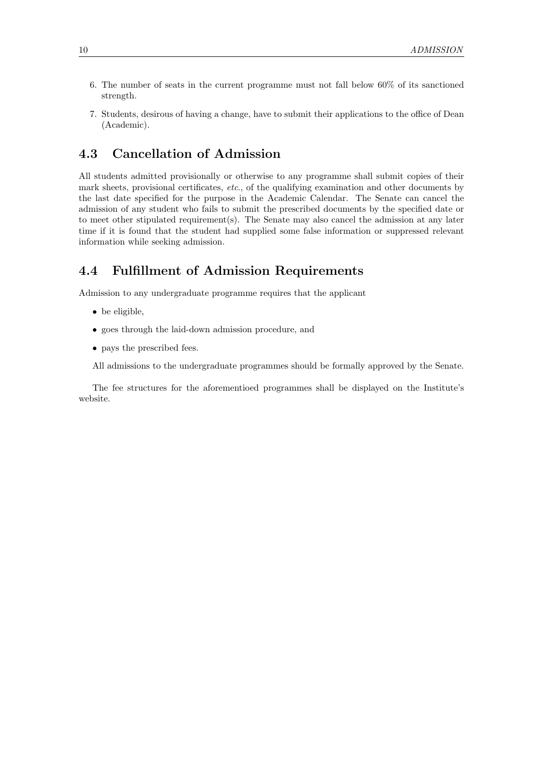6. The number of seats in the current programme must not fall below 60% of its sanctioned strength.

7. Students, desirous of having a change, have to submit their applications to the office of Dean (Academic).

## 4.3 Cancellation of Admission

All students admitted provisionally or otherwise to any programme shall submit copies of their mark sheets, provisional certificates, *etc.*, of the qualifying examination and other documents by the last date specified for the purpose in the Academic Calendar. The Senate can cancel the admission of any student who fails to submit the prescribed documents by the specified date or to meet other stipulated requirement(s). The Senate may also cancel the admission at any later time if it is found that the student had supplied some false information or suppressed relevant information while seeking admission.

## 4.4 Fulfillment of Admission Requirements

Admission to any undergraduate programme requires that the applicant

- be eligible,
- goes through the laid-down admission procedure, and
- pays the prescribed fees.

All admissions to the undergraduate programmes should be formally approved by the Senate.

The fee structures for the aforementioed programmes shall be displayed on the Institute's website.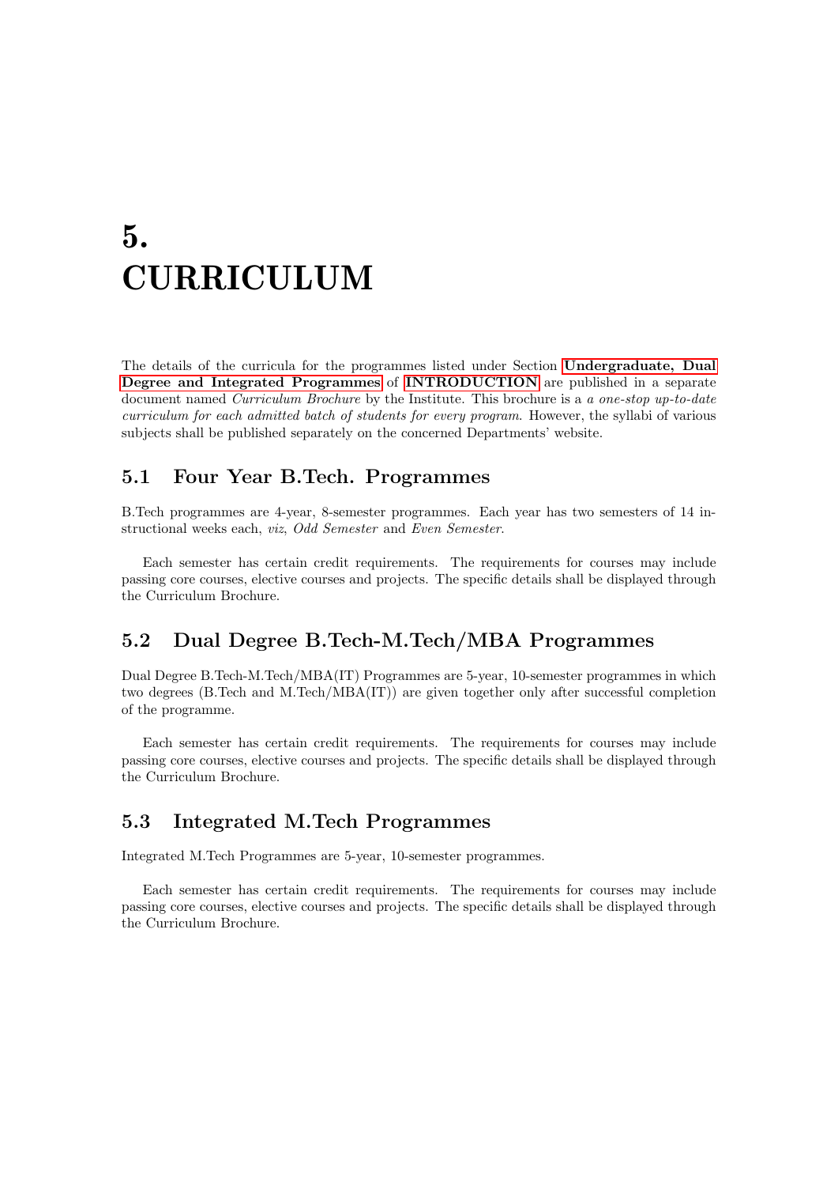# 5. CURRICULUM

The details of the curricula for the programmes listed under Section **Undergraduate, Dual Degree and Integrated Programmes** of **INTRODUCTION** are published in a separate document named *Curriculum Brochure* by the Institute. This brochure is a *a one-stop up-to-date curriculum for each admitted batch of students for every program*. However, the syllabi of various subjects shall be published separately on the concerned Departments' website.

## 5.1 Four Year B.Tech. Programmes

B.Tech programmes are 4-year, 8-semester programmes. Each year has two semesters of 14 instructional weeks each, *viz*, *Odd Semester* and *Even Semester*.

Each semester has certain credit requirements. The requirements for courses may include passing core courses, elective courses and projects. The specific details shall be displayed through the Curriculum Brochure.

## 5.2 Dual Degree B.Tech-M.Tech/MBA Programmes

Dual Degree B.Tech-M.Tech/MBA(IT) Programmes are 5-year, 10-semester programmes in which two degrees (B.Tech and M.Tech/MBA(IT)) are given together only after successful completion of the programme.

Each semester has certain credit requirements. The requirements for courses may include passing core courses, elective courses and projects. The specific details shall be displayed through the Curriculum Brochure.

## 5.3 Integrated M.Tech Programmes

Integrated M.Tech Programmes are 5-year, 10-semester programmes.

Each semester has certain credit requirements. The requirements for courses may include passing core courses, elective courses and projects. The specific details shall be displayed through the Curriculum Brochure.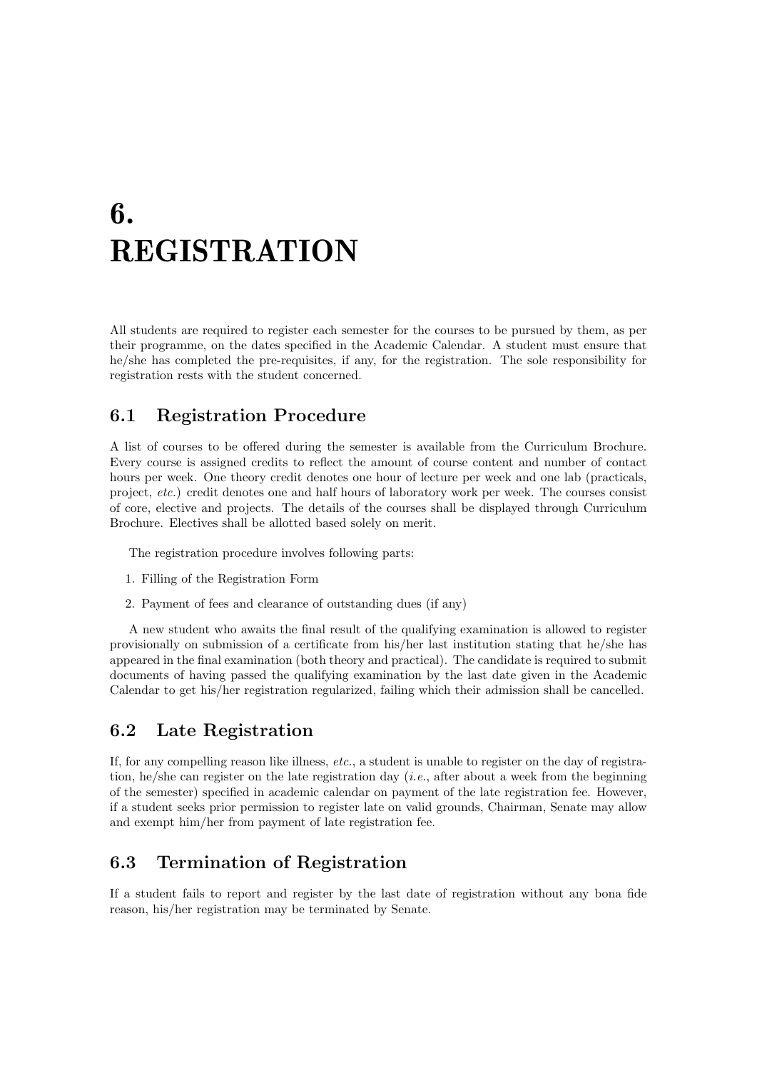# 6. REGISTRATION

All students are required to register each semester for the courses to be pursued by them, as per their programme, on the dates specified in the Academic Calendar. A student must ensure that he/she has completed the pre-requisites, if any, for the registration. The sole responsibility for registration rests with the student concerned.

## 6.1 Registration Procedure

A list of courses to be offered during the semester is available from the Curriculum Brochure. Every course is assigned credits to reflect the amount of course content and number of contact hours per week. One theory credit denotes one hour of lecture per week and one lab (practicals, project, *etc.*) credit denotes one and half hours of laboratory work per week. The courses consist of core, elective and projects. The details of the courses shall be displayed through Curriculum Brochure. Electives shall be allotted based solely on merit.

The registration procedure involves following parts:

1. Filling of the Registration Form
2. Payment of fees and clearance of outstanding dues (if any)

A new student who awaits the final result of the qualifying examination is allowed to register provisionally on submission of a certificate from his/her last institution stating that he/she has appeared in the final examination (both theory and practical). The candidate is required to submit documents of having passed the qualifying examination by the last date given in the Academic Calendar to get his/her registration regularized, failing which their admission shall be cancelled.

## 6.2 Late Registration

If, for any compelling reason like illness, *etc.*, a student is unable to register on the day of registration, he/she can register on the late registration day (*i.e.*, after about a week from the beginning of the semester) specified in academic calendar on payment of the late registration fee. However, if a student seeks prior permission to register late on valid grounds, Chairman, Senate may allow and exempt him/her from payment of late registration fee.

## 6.3 Termination of Registration

If a student fails to report and register by the last date of registration without any bona fide reason, his/her registration may be terminated by Senate.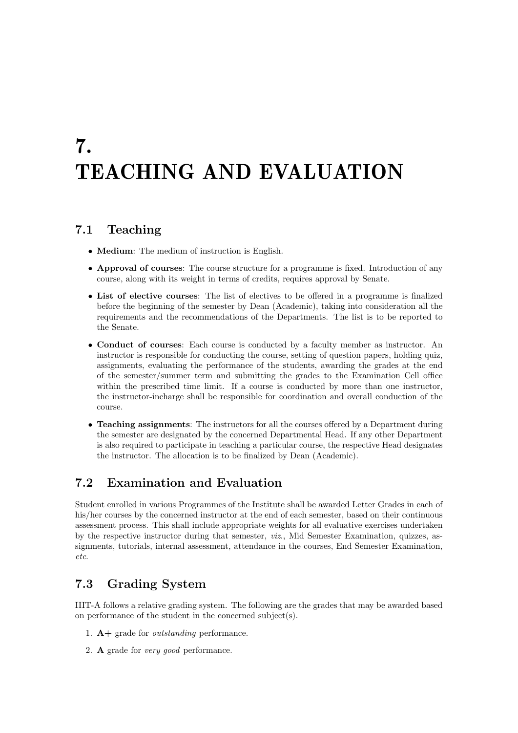# 7. TEACHING AND EVALUATION

## 7.1 Teaching

- **Medium**: The medium of instruction is English.
- **Approval of courses**: The course structure for a programme is fixed. Introduction of any course, along with its weight in terms of credits, requires approval by Senate.
- **List of elective courses**: The list of electives to be offered in a programme is finalized before the beginning of the semester by Dean (Academic), taking into consideration all the requirements and the recommendations of the Departments. The list is to be reported to the Senate.
- **Conduct of courses**: Each course is conducted by a faculty member as instructor. An instructor is responsible for conducting the course, setting of question papers, holding quiz, assignments, evaluating the performance of the students, awarding the grades at the end of the semester/summer term and submitting the grades to the Examination Cell office within the prescribed time limit. If a course is conducted by more than one instructor, the instructor-incharge shall be responsible for coordination and overall conduction of the course.
- **Teaching assignments**: The instructors for all the courses offered by a Department during the semester are designated by the concerned Departmental Head. If any other Department is also required to participate in teaching a particular course, the respective Head designates the instructor. The allocation is to be finalized by Dean (Academic).

## 7.2 Examination and Evaluation

Student enrolled in various Programmes of the Institute shall be awarded Letter Grades in each of his/her courses by the concerned instructor at the end of each semester, based on their continuous assessment process. This shall include appropriate weights for all evaluative exercises undertaken by the respective instructor during that semester, *viz.*, Mid Semester Examination, quizzes, assignments, tutorials, internal assessment, attendance in the courses, End Semester Examination, *etc.*

## 7.3 Grading System

IIIT-A follows a relative grading system. The following are the grades that may be awarded based on performance of the student in the concerned subject(s).

1. **A+** grade for *outstanding* performance.
2. **A** grade for *very good* performance.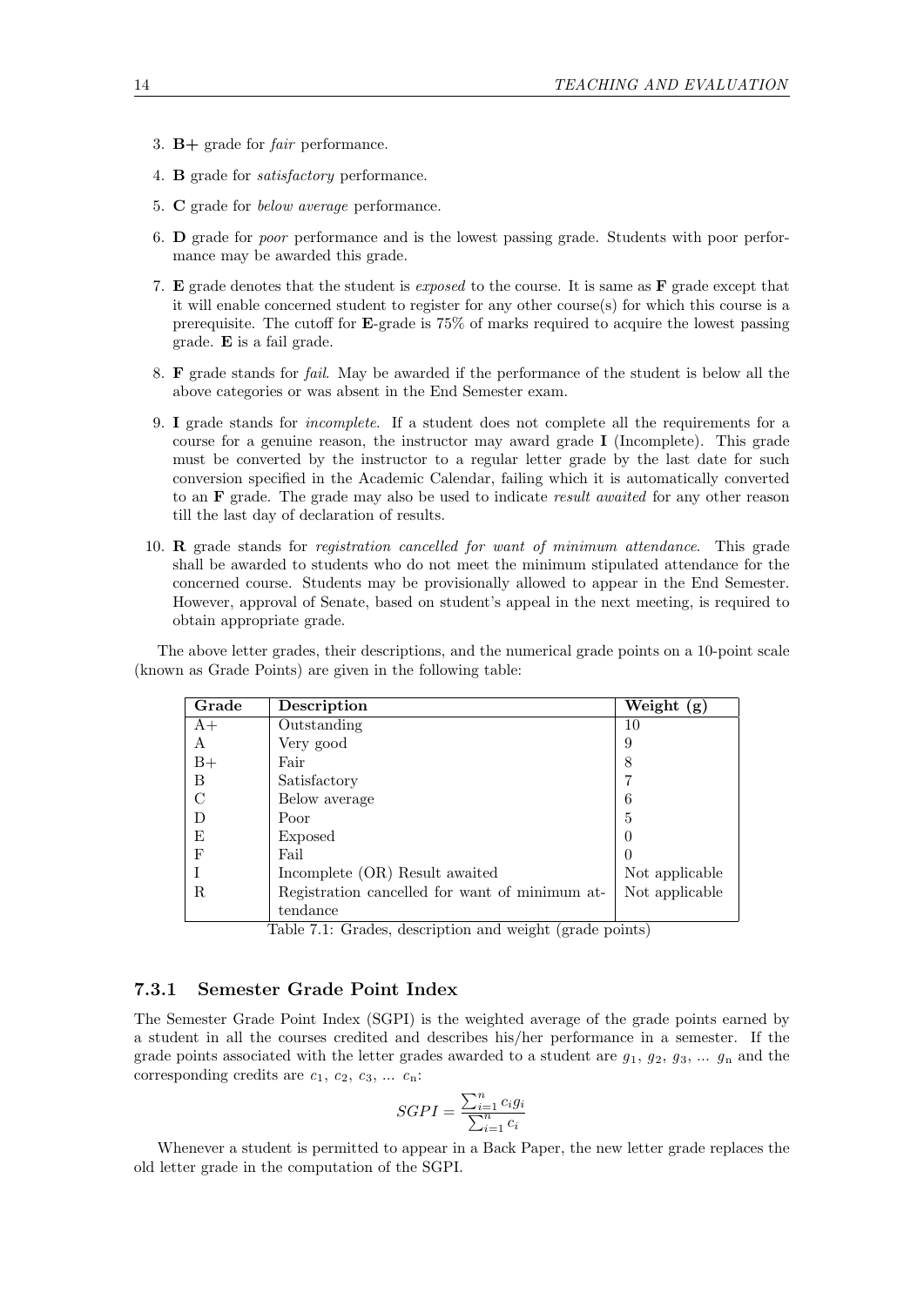3. **B+** grade for *fair* performance.

4. **B** grade for *satisfactory* performance.

5. **C** grade for *below average* performance.

6. **D** grade for *poor* performance and is the lowest passing grade. Students with poor performance may be awarded this grade.

7. **E** grade denotes that the student is *exposed* to the course. It is same as **F** grade except that it will enable concerned student to register for any other course(s) for which this course is a prerequisite. The cutoff for **E**-grade is 75% of marks required to acquire the lowest passing grade. **E** is a fail grade.

8. **F** grade stands for *fail*. May be awarded if the performance of the student is below all the above categories or was absent in the End Semester exam.

9. **I** grade stands for *incomplete*. If a student does not complete all the requirements for a course for a genuine reason, the instructor may award grade **I** (Incomplete). This grade must be converted by the instructor to a regular letter grade by the last date for such conversion specified in the Academic Calendar, failing which it is automatically converted to an **F** grade. The grade may also be used to indicate *result awaited* for any other reason till the last day of declaration of results.

10. **R** grade stands for *registration cancelled for want of minimum attendance*. This grade shall be awarded to students who do not meet the minimum stipulated attendance for the concerned course. Students may be provisionally allowed to appear in the End Semester. However, approval of Senate, based on student's appeal in the next meeting, is required to obtain appropriate grade.

The above letter grades, their descriptions, and the numerical grade points on a 10-point scale (known as Grade Points) are given in the following table:

| Grade | Description | Weight (g) |
|---|---|---|
| A+ | Outstanding | 10 |
| A | Very good | 9 |
| B+ | Fair | 8 |
| B | Satisfactory | 7 |
| C | Below average | 6 |
| D | Poor | 5 |
| E | Exposed | 0 |
| F | Fail | 0 |
| I | Incomplete (OR) Result awaited | Not applicable |
| R | Registration cancelled for want of minimum attendance | Not applicable |

Table 7.1: Grades, description and weight (grade points)

### 7.3.1 Semester Grade Point Index

The Semester Grade Point Index (SGPI) is the weighted average of the grade points earned by a student in all the courses credited and describes his/her performance in a semester. If the grade points associated with the letter grades awarded to a student are $g_1$, $g_2$, $g_3$, ... $g_n$ and the corresponding credits are $c_1$, $c_2$, $c_3$, ... $c_n$:

$$SGPI = \frac{\sum_{i=1}^{n} c_i g_i}{\sum_{i=1}^{n} c_i}$$

Whenever a student is permitted to appear in a Back Paper, the new letter grade replaces the old letter grade in the computation of the SGPI.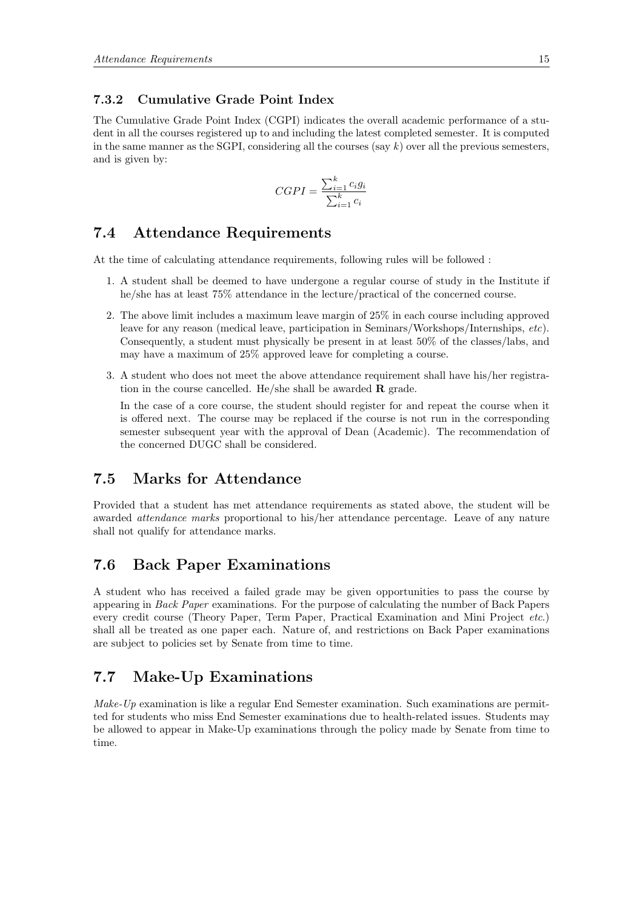### 7.3.2 Cumulative Grade Point Index

The Cumulative Grade Point Index (CGPI) indicates the overall academic performance of a student in all the courses registered up to and including the latest completed semester. It is computed in the same manner as the SGPI, considering all the courses (say $k$) over all the previous semesters, and is given by:

$$CGPI = \frac{\sum_{i=1}^{k} c_i g_i}{\sum_{i=1}^{k} c_i}$$

## 7.4 Attendance Requirements

At the time of calculating attendance requirements, following rules will be followed :

1. A student shall be deemed to have undergone a regular course of study in the Institute if he/she has at least 75% attendance in the lecture/practical of the concerned course.

2. The above limit includes a maximum leave margin of 25% in each course including approved leave for any reason (medical leave, participation in Seminars/Workshops/Internships, *etc*). Consequently, a student must physically be present in at least 50% of the classes/labs, and may have a maximum of 25% approved leave for completing a course.

3. A student who does not meet the above attendance requirement shall have his/her registration in the course cancelled. He/she shall be awarded **R** grade.

   In the case of a core course, the student should register for and repeat the course when it is offered next. The course may be replaced if the course is not run in the corresponding semester subsequent year with the approval of Dean (Academic). The recommendation of the concerned DUGC shall be considered.

## 7.5 Marks for Attendance

Provided that a student has met attendance requirements as stated above, the student will be awarded *attendance marks* proportional to his/her attendance percentage. Leave of any nature shall not qualify for attendance marks.

## 7.6 Back Paper Examinations

A student who has received a failed grade may be given opportunities to pass the course by appearing in *Back Paper* examinations. For the purpose of calculating the number of Back Papers every credit course (Theory Paper, Term Paper, Practical Examination and Mini Project *etc.*) shall all be treated as one paper each. Nature of, and restrictions on Back Paper examinations are subject to policies set by Senate from time to time.

## 7.7 Make-Up Examinations

*Make-Up* examination is like a regular End Semester examination. Such examinations are permitted for students who miss End Semester examinations due to health-related issues. Students may be allowed to appear in Make-Up examinations through the policy made by Senate from time to time.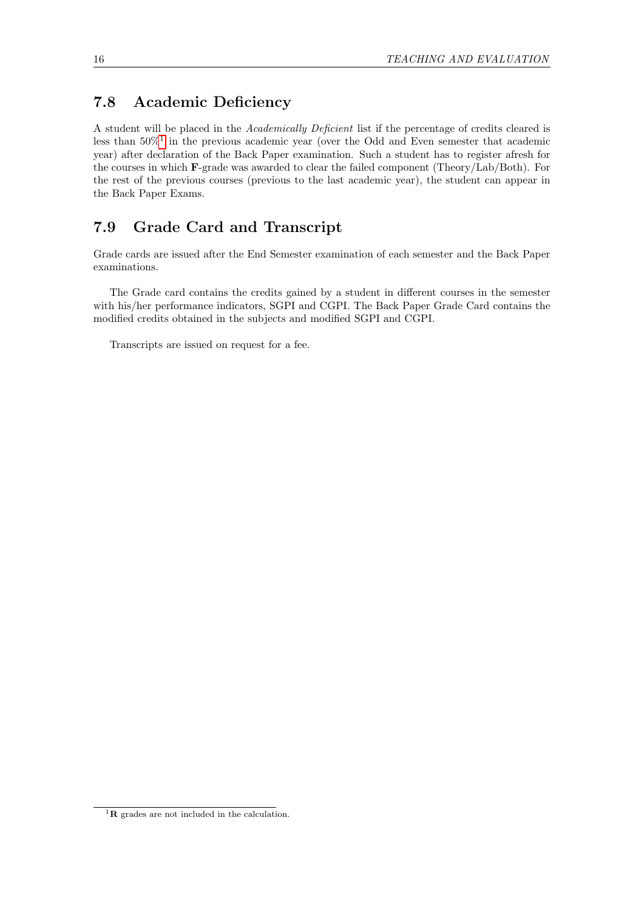## 7.8 Academic Deficiency

A student will be placed in the *Academically Deficient* list if the percentage of credits cleared is less than 50%[1] in the previous academic year (over the Odd and Even semester that academic year) after declaration of the Back Paper examination. Such a student has to register afresh for the courses in which **F**-grade was awarded to clear the failed component (Theory/Lab/Both). For the rest of the previous courses (previous to the last academic year), the student can appear in the Back Paper Exams.

## 7.9 Grade Card and Transcript

Grade cards are issued after the End Semester examination of each semester and the Back Paper examinations.

The Grade card contains the credits gained by a student in different courses in the semester with his/her performance indicators, SGPI and CGPI. The Back Paper Grade Card contains the modified credits obtained in the subjects and modified SGPI and CGPI.

Transcripts are issued on request for a fee.

---

[1] **R** grades are not included in the calculation.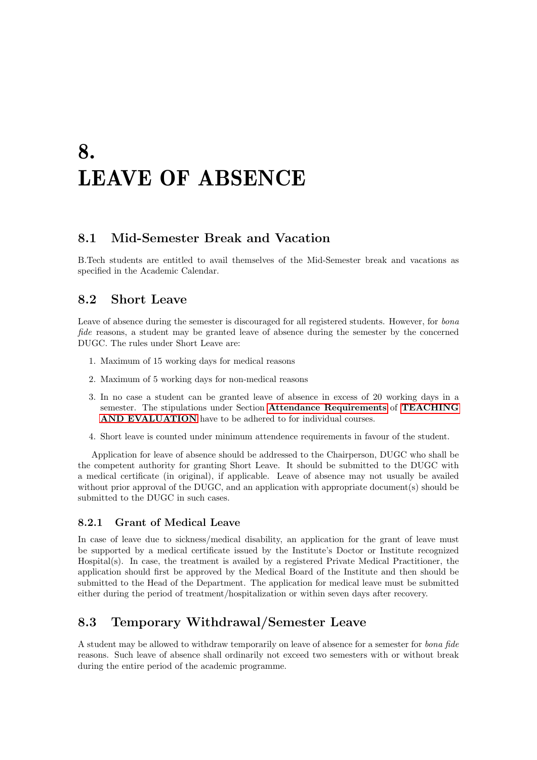# 8. LEAVE OF ABSENCE

## 8.1 Mid-Semester Break and Vacation

B.Tech students are entitled to avail themselves of the Mid-Semester break and vacations as specified in the Academic Calendar.

## 8.2 Short Leave

Leave of absence during the semester is discouraged for all registered students. However, for *bona fide* reasons, a student may be granted leave of absence during the semester by the concerned DUGC. The rules under Short Leave are:

1. Maximum of 15 working days for medical reasons
2. Maximum of 5 working days for non-medical reasons
3. In no case a student can be granted leave of absence in excess of 20 working days in a semester. The stipulations under Section **Attendance Requirements** of **TEACHING AND EVALUATION** have to be adhered to for individual courses.
4. Short leave is counted under minimum attendence requirements in favour of the student.

Application for leave of absence should be addressed to the Chairperson, DUGC who shall be the competent authority for granting Short Leave. It should be submitted to the DUGC with a medical certificate (in original), if applicable. Leave of absence may not usually be availed without prior approval of the DUGC, and an application with appropriate document(s) should be submitted to the DUGC in such cases.

### 8.2.1 Grant of Medical Leave

In case of leave due to sickness/medical disability, an application for the grant of leave must be supported by a medical certificate issued by the Institute's Doctor or Institute recognized Hospital(s). In case, the treatment is availed by a registered Private Medical Practitioner, the application should first be approved by the Medical Board of the Institute and then should be submitted to the Head of the Department. The application for medical leave must be submitted either during the period of treatment/hospitalization or within seven days after recovery.

## 8.3 Temporary Withdrawal/Semester Leave

A student may be allowed to withdraw temporarily on leave of absence for a semester for *bona fide* reasons. Such leave of absence shall ordinarily not exceed two semesters with or without break during the entire period of the academic programme.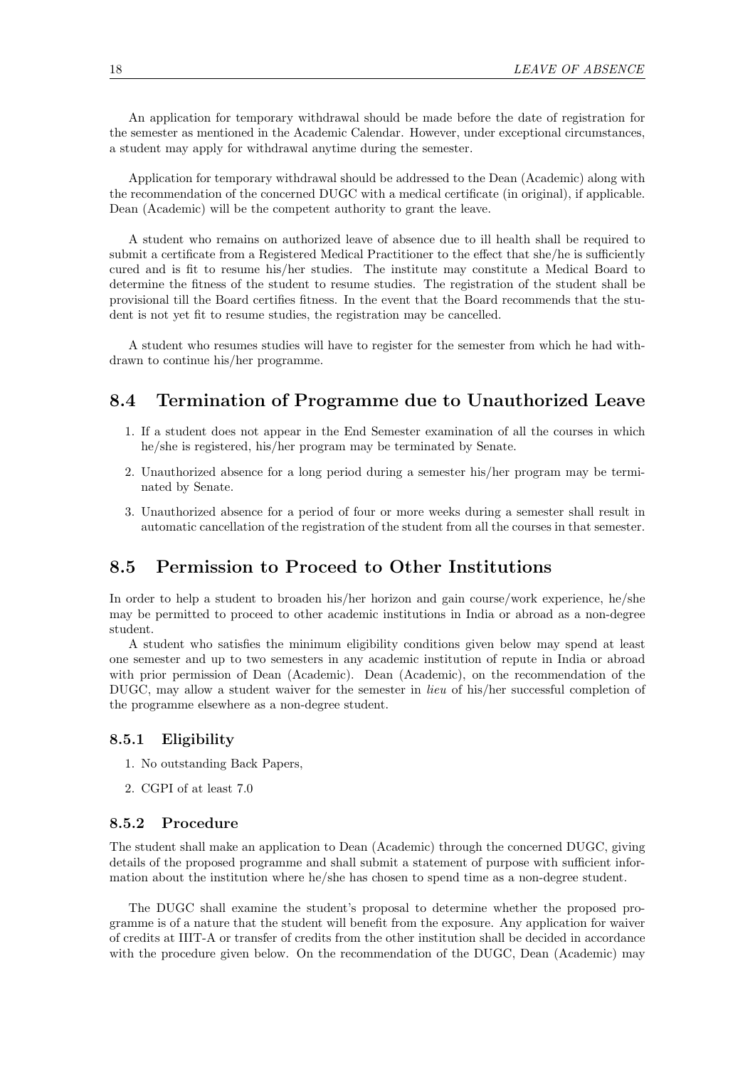An application for temporary withdrawal should be made before the date of registration for the semester as mentioned in the Academic Calendar. However, under exceptional circumstances, a student may apply for withdrawal anytime during the semester.

Application for temporary withdrawal should be addressed to the Dean (Academic) along with the recommendation of the concerned DUGC with a medical certificate (in original), if applicable. Dean (Academic) will be the competent authority to grant the leave.

A student who remains on authorized leave of absence due to ill health shall be required to submit a certificate from a Registered Medical Practitioner to the effect that she/he is sufficiently cured and is fit to resume his/her studies. The institute may constitute a Medical Board to determine the fitness of the student to resume studies. The registration of the student shall be provisional till the Board certifies fitness. In the event that the Board recommends that the student is not yet fit to resume studies, the registration may be cancelled.

A student who resumes studies will have to register for the semester from which he had withdrawn to continue his/her programme.

## 8.4 Termination of Programme due to Unauthorized Leave

1. If a student does not appear in the End Semester examination of all the courses in which he/she is registered, his/her program may be terminated by Senate.
2. Unauthorized absence for a long period during a semester his/her program may be terminated by Senate.
3. Unauthorized absence for a period of four or more weeks during a semester shall result in automatic cancellation of the registration of the student from all the courses in that semester.

## 8.5 Permission to Proceed to Other Institutions

In order to help a student to broaden his/her horizon and gain course/work experience, he/she may be permitted to proceed to other academic institutions in India or abroad as a non-degree student.

A student who satisfies the minimum eligibility conditions given below may spend at least one semester and up to two semesters in any academic institution of repute in India or abroad with prior permission of Dean (Academic). Dean (Academic), on the recommendation of the DUGC, may allow a student waiver for the semester in *lieu* of his/her successful completion of the programme elsewhere as a non-degree student.

### 8.5.1 Eligibility

1. No outstanding Back Papers,
2. CGPI of at least 7.0

### 8.5.2 Procedure

The student shall make an application to Dean (Academic) through the concerned DUGC, giving details of the proposed programme and shall submit a statement of purpose with sufficient information about the institution where he/she has chosen to spend time as a non-degree student.

The DUGC shall examine the student's proposal to determine whether the proposed programme is of a nature that the student will benefit from the exposure. Any application for waiver of credits at IIIT-A or transfer of credits from the other institution shall be decided in accordance with the procedure given below. On the recommendation of the DUGC, Dean (Academic) may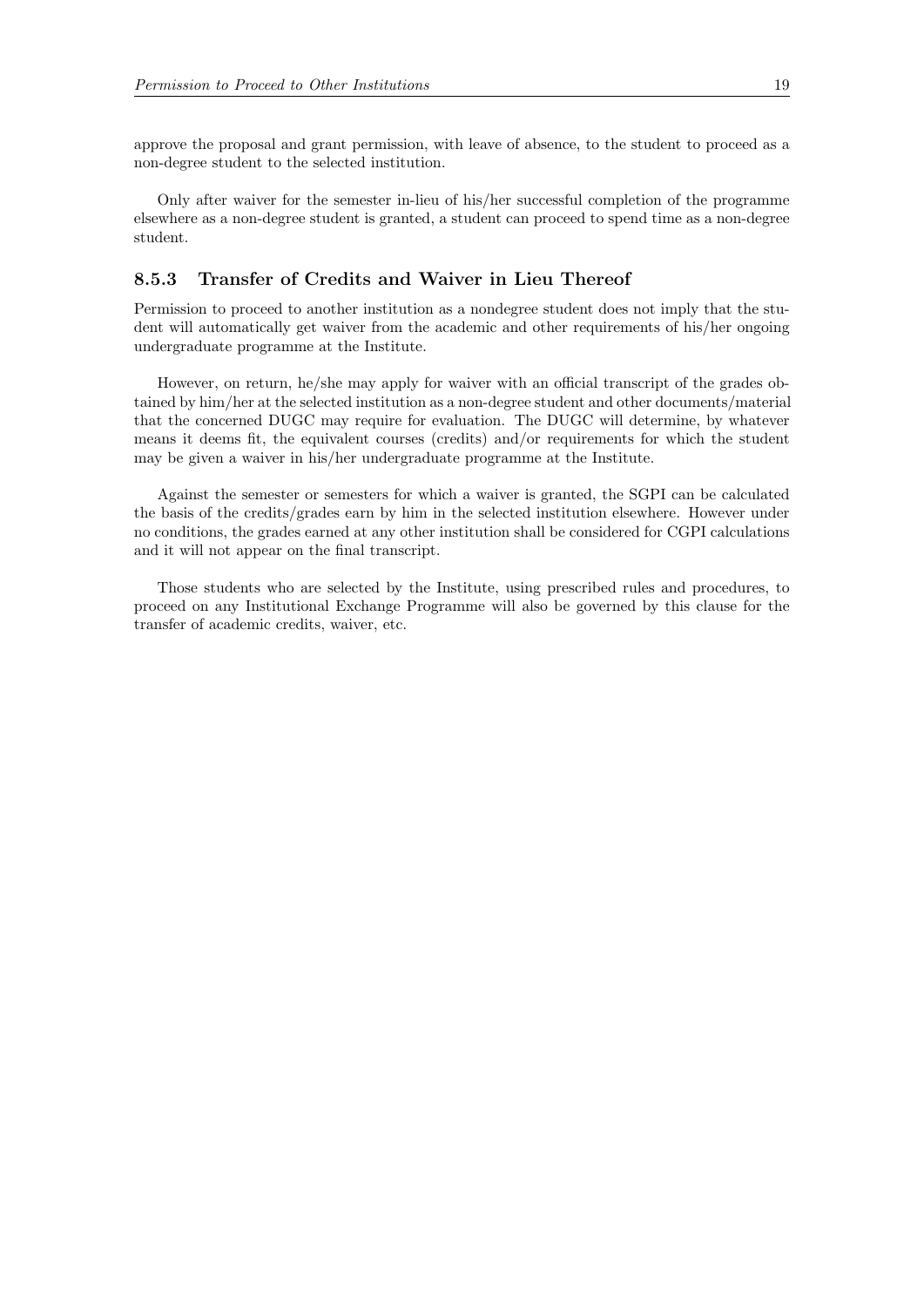approve the proposal and grant permission, with leave of absence, to the student to proceed as a non-degree student to the selected institution.

Only after waiver for the semester in-lieu of his/her successful completion of the programme elsewhere as a non-degree student is granted, a student can proceed to spend time as a non-degree student.

### 8.5.3 Transfer of Credits and Waiver in Lieu Thereof

Permission to proceed to another institution as a nondegree student does not imply that the student will automatically get waiver from the academic and other requirements of his/her ongoing undergraduate programme at the Institute.

However, on return, he/she may apply for waiver with an official transcript of the grades obtained by him/her at the selected institution as a non-degree student and other documents/material that the concerned DUGC may require for evaluation. The DUGC will determine, by whatever means it deems fit, the equivalent courses (credits) and/or requirements for which the student may be given a waiver in his/her undergraduate programme at the Institute.

Against the semester or semesters for which a waiver is granted, the SGPI can be calculated the basis of the credits/grades earn by him in the selected institution elsewhere. However under no conditions, the grades earned at any other institution shall be considered for CGPI calculations and it will not appear on the final transcript.

Those students who are selected by the Institute, using prescribed rules and procedures, to proceed on any Institutional Exchange Programme will also be governed by this clause for the transfer of academic credits, waiver, etc.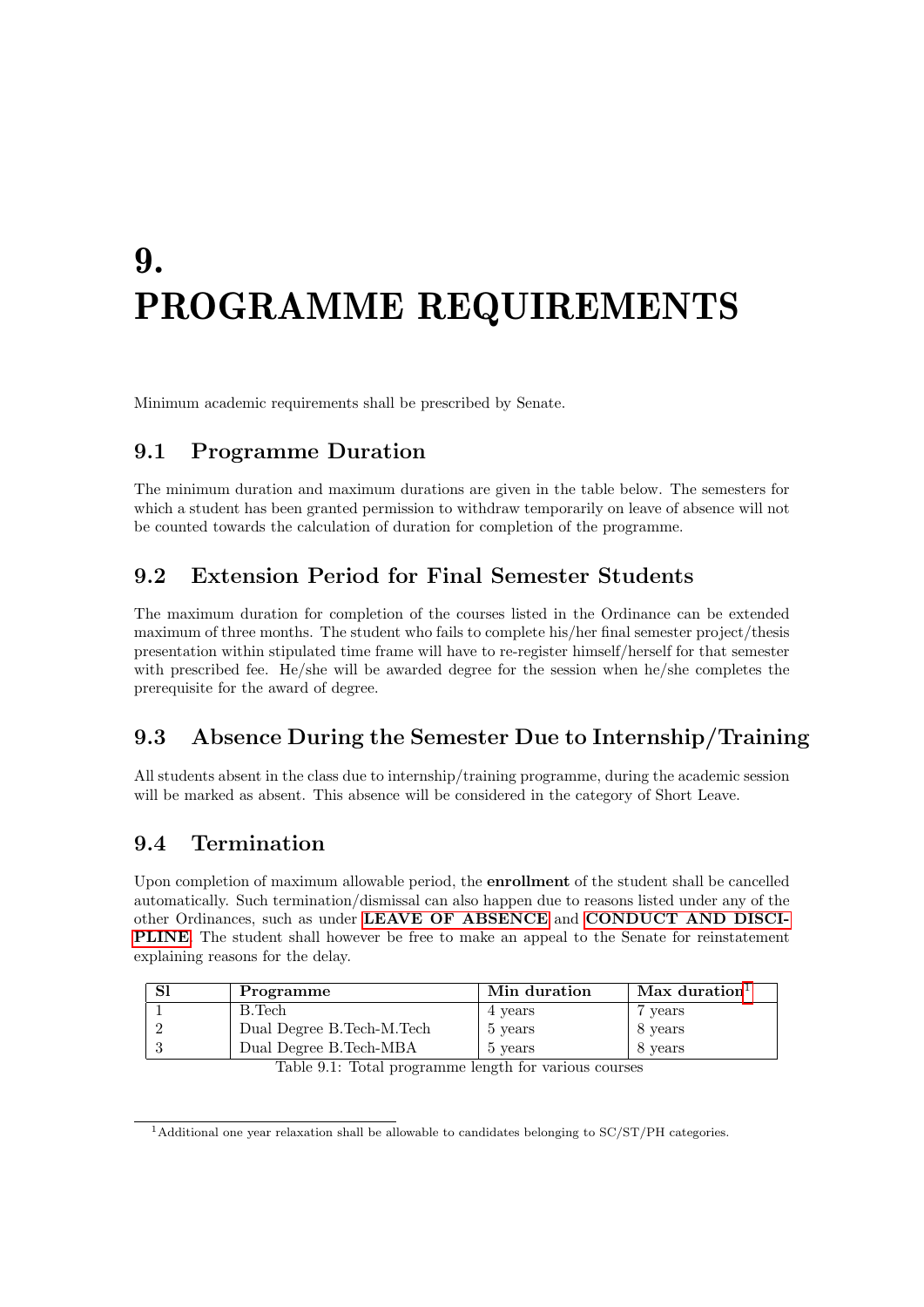# 9. PROGRAMME REQUIREMENTS

Minimum academic requirements shall be prescribed by Senate.

## 9.1 Programme Duration

The minimum duration and maximum durations are given in the table below. The semesters for which a student has been granted permission to withdraw temporarily on leave of absence will not be counted towards the calculation of duration for completion of the programme.

## 9.2 Extension Period for Final Semester Students

The maximum duration for completion of the courses listed in the Ordinance can be extended maximum of three months. The student who fails to complete his/her final semester project/thesis presentation within stipulated time frame will have to re-register himself/herself for that semester with prescribed fee. He/she will be awarded degree for the session when he/she completes the prerequisite for the award of degree.

## 9.3 Absence During the Semester Due to Internship/Training

All students absent in the class due to internship/training programme, during the academic session will be marked as absent. This absence will be considered in the category of Short Leave.

## 9.4 Termination

Upon completion of maximum allowable period, the **enrollment** of the student shall be cancelled automatically. Such termination/dismissal can also happen due to reasons listed under any of the other Ordinances, such as under **LEAVE OF ABSENCE** and **CONDUCT AND DISCIPLINE**. The student shall however be free to make an appeal to the Senate for reinstatement explaining reasons for the delay.

| Sl | Programme | Min duration | Max duration[1] |
|---|---|---|---|
| 1 | B.Tech | 4 years | 7 years |
| 2 | Dual Degree B.Tech-M.Tech | 5 years | 8 years |
| 3 | Dual Degree B.Tech-MBA | 5 years | 8 years |

Table 9.1: Total programme length for various courses

[1] Additional one year relaxation shall be allowable to candidates belonging to SC/ST/PH categories.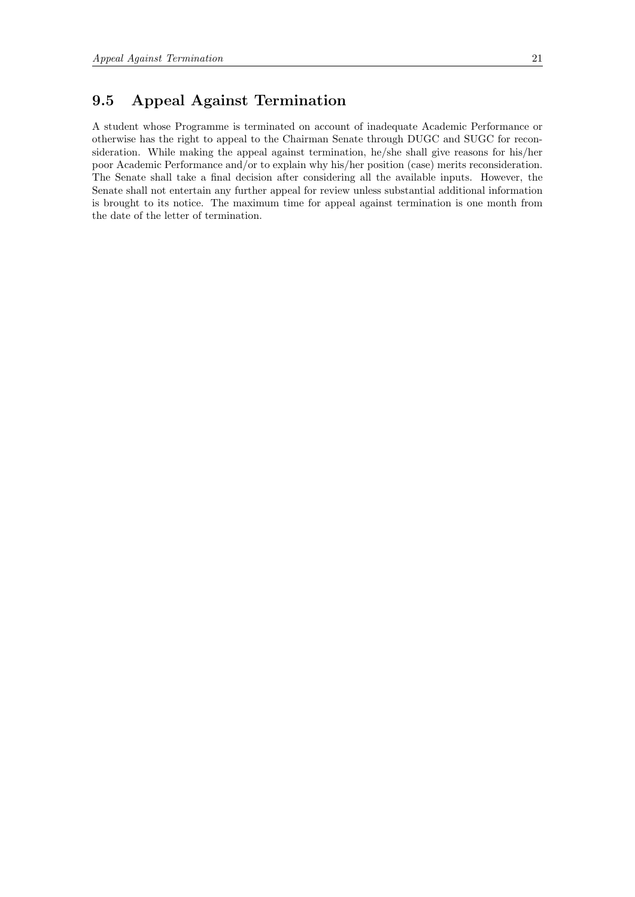## 9.5 Appeal Against Termination

A student whose Programme is terminated on account of inadequate Academic Performance or otherwise has the right to appeal to the Chairman Senate through DUGC and SUGC for reconsideration. While making the appeal against termination, he/she shall give reasons for his/her poor Academic Performance and/or to explain why his/her position (case) merits reconsideration. The Senate shall take a final decision after considering all the available inputs. However, the Senate shall not entertain any further appeal for review unless substantial additional information is brought to its notice. The maximum time for appeal against termination is one month from the date of the letter of termination.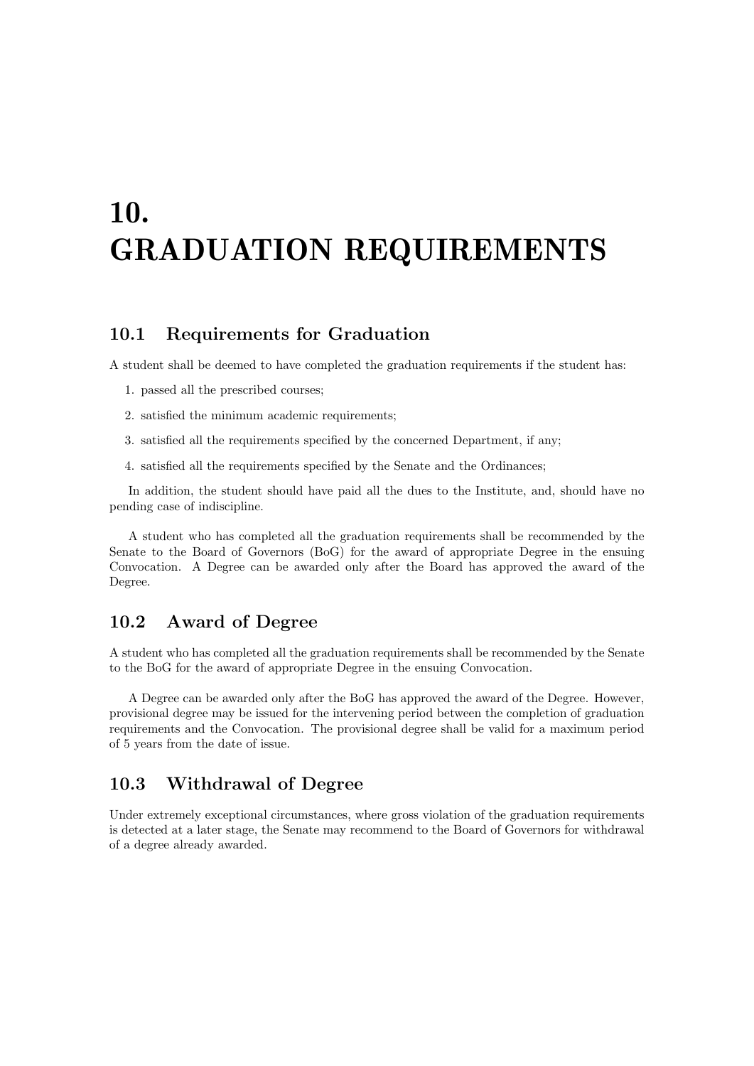# 10. GRADUATION REQUIREMENTS

## 10.1 Requirements for Graduation

A student shall be deemed to have completed the graduation requirements if the student has:

1. passed all the prescribed courses;
2. satisfied the minimum academic requirements;
3. satisfied all the requirements specified by the concerned Department, if any;
4. satisfied all the requirements specified by the Senate and the Ordinances;

In addition, the student should have paid all the dues to the Institute, and, should have no pending case of indiscipline.

A student who has completed all the graduation requirements shall be recommended by the Senate to the Board of Governors (BoG) for the award of appropriate Degree in the ensuing Convocation. A Degree can be awarded only after the Board has approved the award of the Degree.

## 10.2 Award of Degree

A student who has completed all the graduation requirements shall be recommended by the Senate to the BoG for the award of appropriate Degree in the ensuing Convocation.

A Degree can be awarded only after the BoG has approved the award of the Degree. However, provisional degree may be issued for the intervening period between the completion of graduation requirements and the Convocation. The provisional degree shall be valid for a maximum period of 5 years from the date of issue.

## 10.3 Withdrawal of Degree

Under extremely exceptional circumstances, where gross violation of the graduation requirements is detected at a later stage, the Senate may recommend to the Board of Governors for withdrawal of a degree already awarded.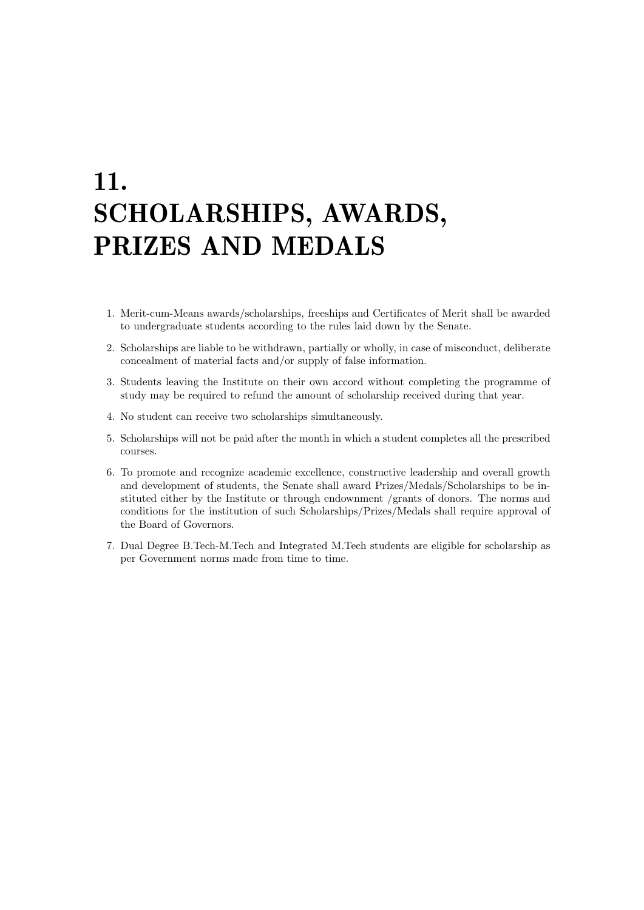# 11. SCHOLARSHIPS, AWARDS, PRIZES AND MEDALS

1. Merit-cum-Means awards/scholarships, freeships and Certificates of Merit shall be awarded to undergraduate students according to the rules laid down by the Senate.
2. Scholarships are liable to be withdrawn, partially or wholly, in case of misconduct, deliberate concealment of material facts and/or supply of false information.
3. Students leaving the Institute on their own accord without completing the programme of study may be required to refund the amount of scholarship received during that year.
4. No student can receive two scholarships simultaneously.
5. Scholarships will not be paid after the month in which a student completes all the prescribed courses.
6. To promote and recognize academic excellence, constructive leadership and overall growth and development of students, the Senate shall award Prizes/Medals/Scholarships to be instituted either by the Institute or through endownment /grants of donors. The norms and conditions for the institution of such Scholarships/Prizes/Medals shall require approval of the Board of Governors.
7. Dual Degree B.Tech-M.Tech and Integrated M.Tech students are eligible for scholarship as per Government norms made from time to time.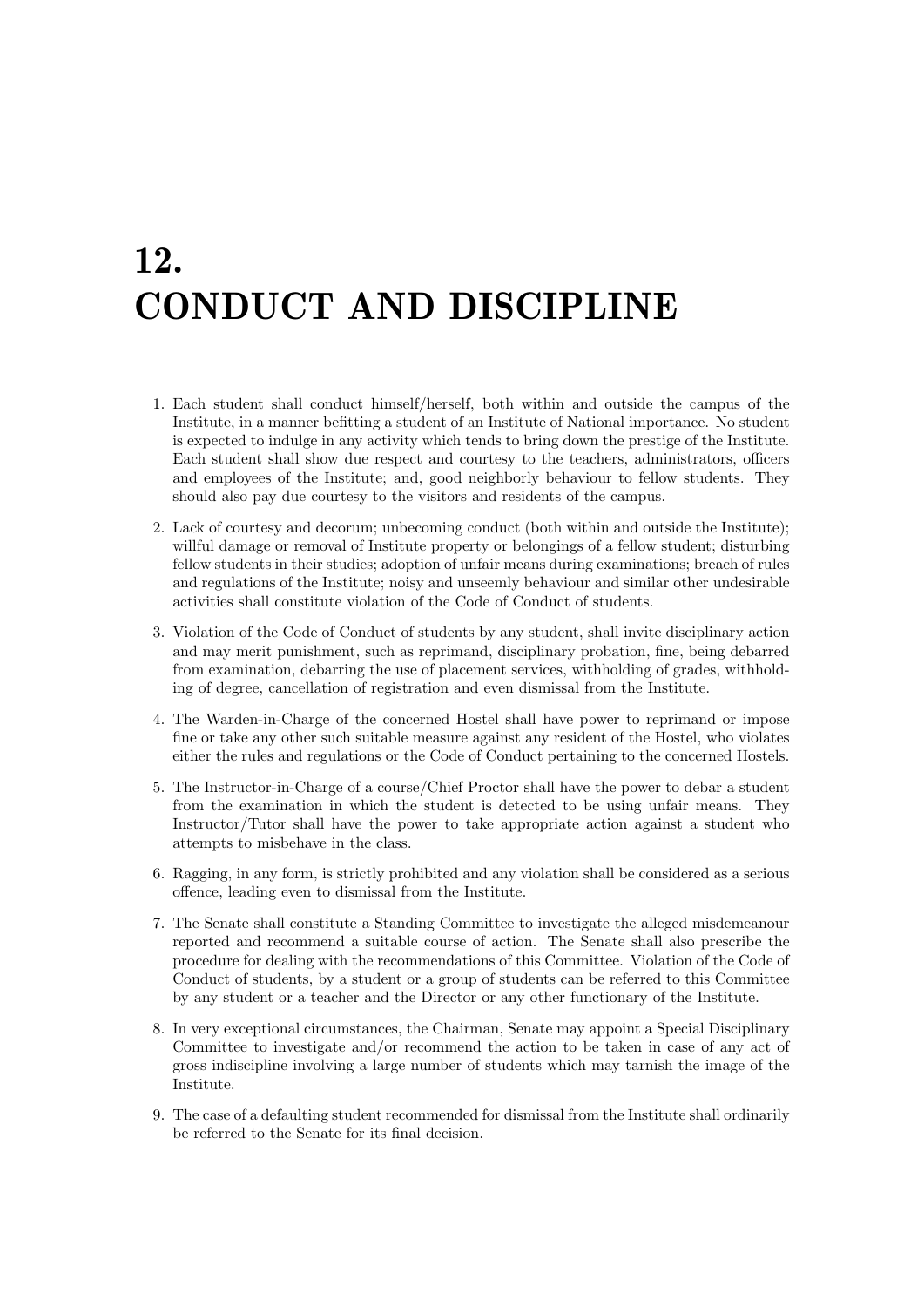# 12.
# CONDUCT AND DISCIPLINE

1. Each student shall conduct himself/herself, both within and outside the campus of the Institute, in a manner befitting a student of an Institute of National importance. No student is expected to indulge in any activity which tends to bring down the prestige of the Institute. Each student shall show due respect and courtesy to the teachers, administrators, officers and employees of the Institute; and, good neighborly behaviour to fellow students. They should also pay due courtesy to the visitors and residents of the campus.

2. Lack of courtesy and decorum; unbecoming conduct (both within and outside the Institute); willful damage or removal of Institute property or belongings of a fellow student; disturbing fellow students in their studies; adoption of unfair means during examinations; breach of rules and regulations of the Institute; noisy and unseemly behaviour and similar other undesirable activities shall constitute violation of the Code of Conduct of students.

3. Violation of the Code of Conduct of students by any student, shall invite disciplinary action and may merit punishment, such as reprimand, disciplinary probation, fine, being debarred from examination, debarring the use of placement services, withholding of grades, withholding of degree, cancellation of registration and even dismissal from the Institute.

4. The Warden-in-Charge of the concerned Hostel shall have power to reprimand or impose fine or take any other such suitable measure against any resident of the Hostel, who violates either the rules and regulations or the Code of Conduct pertaining to the concerned Hostels.

5. The Instructor-in-Charge of a course/Chief Proctor shall have the power to debar a student from the examination in which the student is detected to be using unfair means. They Instructor/Tutor shall have the power to take appropriate action against a student who attempts to misbehave in the class.

6. Ragging, in any form, is strictly prohibited and any violation shall be considered as a serious offence, leading even to dismissal from the Institute.

7. The Senate shall constitute a Standing Committee to investigate the alleged misdemeanour reported and recommend a suitable course of action. The Senate shall also prescribe the procedure for dealing with the recommendations of this Committee. Violation of the Code of Conduct of students, by a student or a group of students can be referred to this Committee by any student or a teacher and the Director or any other functionary of the Institute.

8. In very exceptional circumstances, the Chairman, Senate may appoint a Special Disciplinary Committee to investigate and/or recommend the action to be taken in case of any act of gross indiscipline involving a large number of students which may tarnish the image of the Institute.

9. The case of a defaulting student recommended for dismissal from the Institute shall ordinarily be referred to the Senate for its final decision.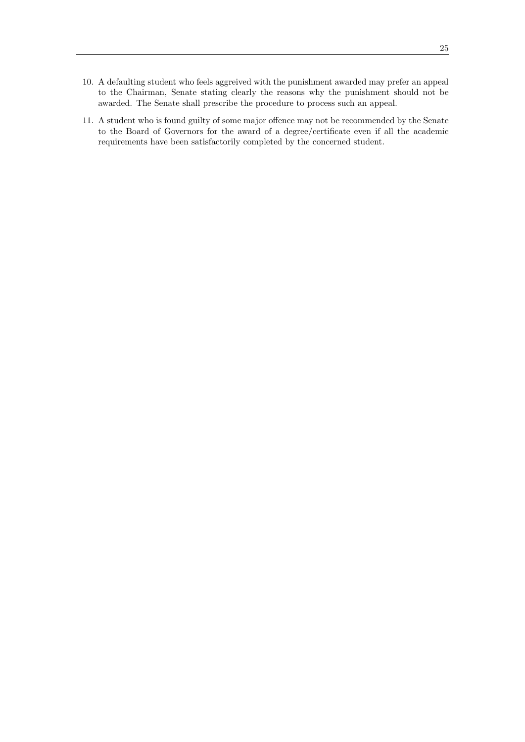10. A defaulting student who feels aggreived with the punishment awarded may prefer an appeal to the Chairman, Senate stating clearly the reasons why the punishment should not be awarded. The Senate shall prescribe the procedure to process such an appeal.

11. A student who is found guilty of some major offence may not be recommended by the Senate to the Board of Governors for the award of a degree/certificate even if all the academic requirements have been satisfactorily completed by the concerned student.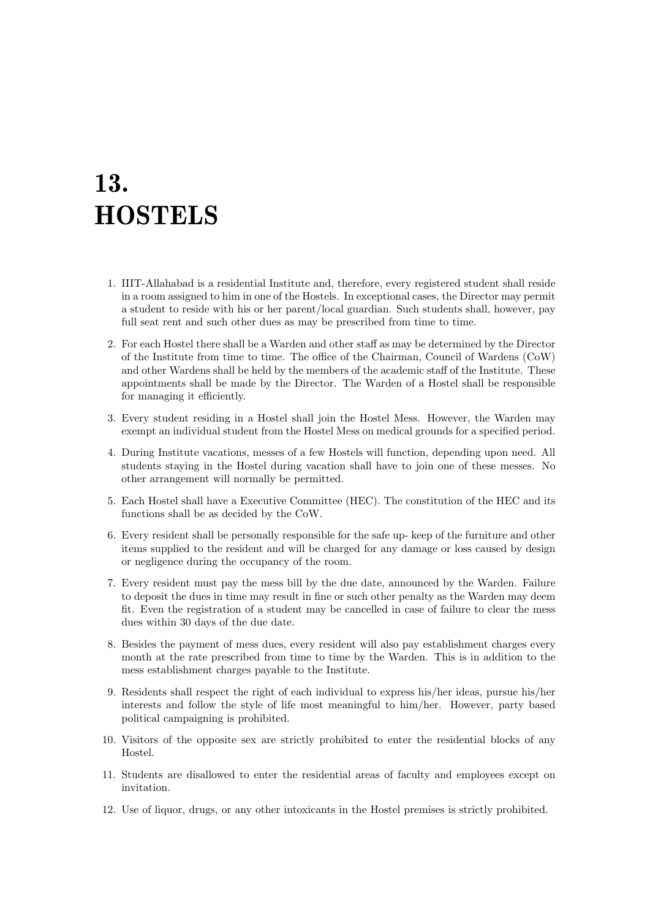# 13. HOSTELS

1. IIIT-Allahabad is a residential Institute and, therefore, every registered student shall reside in a room assigned to him in one of the Hostels. In exceptional cases, the Director may permit a student to reside with his or her parent/local guardian. Such students shall, however, pay full seat rent and such other dues as may be prescribed from time to time.

2. For each Hostel there shall be a Warden and other staff as may be determined by the Director of the Institute from time to time. The office of the Chairman, Council of Wardens (CoW) and other Wardens shall be held by the members of the academic staff of the Institute. These appointments shall be made by the Director. The Warden of a Hostel shall be responsible for managing it efficiently.

3. Every student residing in a Hostel shall join the Hostel Mess. However, the Warden may exempt an individual student from the Hostel Mess on medical grounds for a specified period.

4. During Institute vacations, messes of a few Hostels will function, depending upon need. All students staying in the Hostel during vacation shall have to join one of these messes. No other arrangement will normally be permitted.

5. Each Hostel shall have a Executive Committee (HEC). The constitution of the HEC and its functions shall be as decided by the CoW.

6. Every resident shall be personally responsible for the safe up- keep of the furniture and other items supplied to the resident and will be charged for any damage or loss caused by design or negligence during the occupancy of the room.

7. Every resident must pay the mess bill by the due date, announced by the Warden. Failure to deposit the dues in time may result in fine or such other penalty as the Warden may deem fit. Even the registration of a student may be cancelled in case of failure to clear the mess dues within 30 days of the due date.

8. Besides the payment of mess dues, every resident will also pay establishment charges every month at the rate prescribed from time to time by the Warden. This is in addition to the mess establishment charges payable to the Institute.

9. Residents shall respect the right of each individual to express his/her ideas, pursue his/her interests and follow the style of life most meaningful to him/her. However, party based political campaigning is prohibited.

10. Visitors of the opposite sex are strictly prohibited to enter the residential blocks of any Hostel.

11. Students are disallowed to enter the residential areas of faculty and employees except on invitation.

12. Use of liquor, drugs, or any other intoxicants in the Hostel premises is strictly prohibited.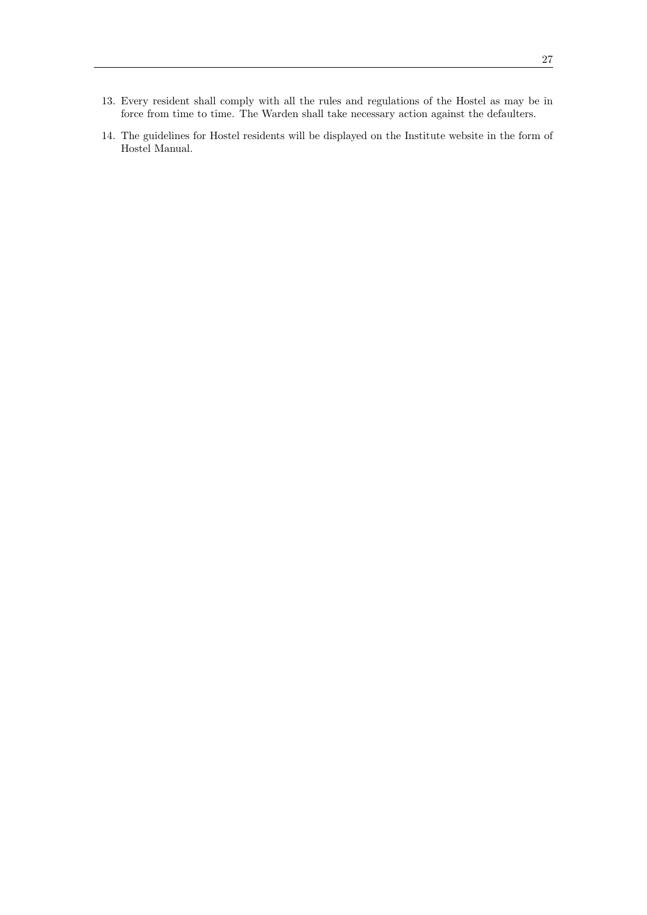13. Every resident shall comply with all the rules and regulations of the Hostel as may be in force from time to time. The Warden shall take necessary action against the defaulters.

14. The guidelines for Hostel residents will be displayed on the Institute website in the form of Hostel Manual.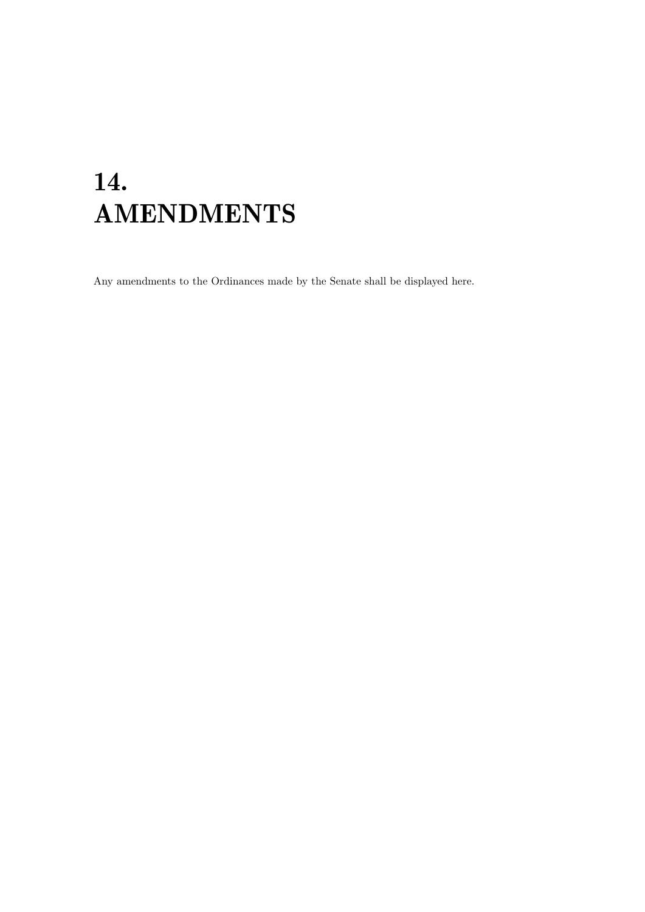# 14. AMENDMENTS

Any amendments to the Ordinances made by the Senate shall be displayed here.